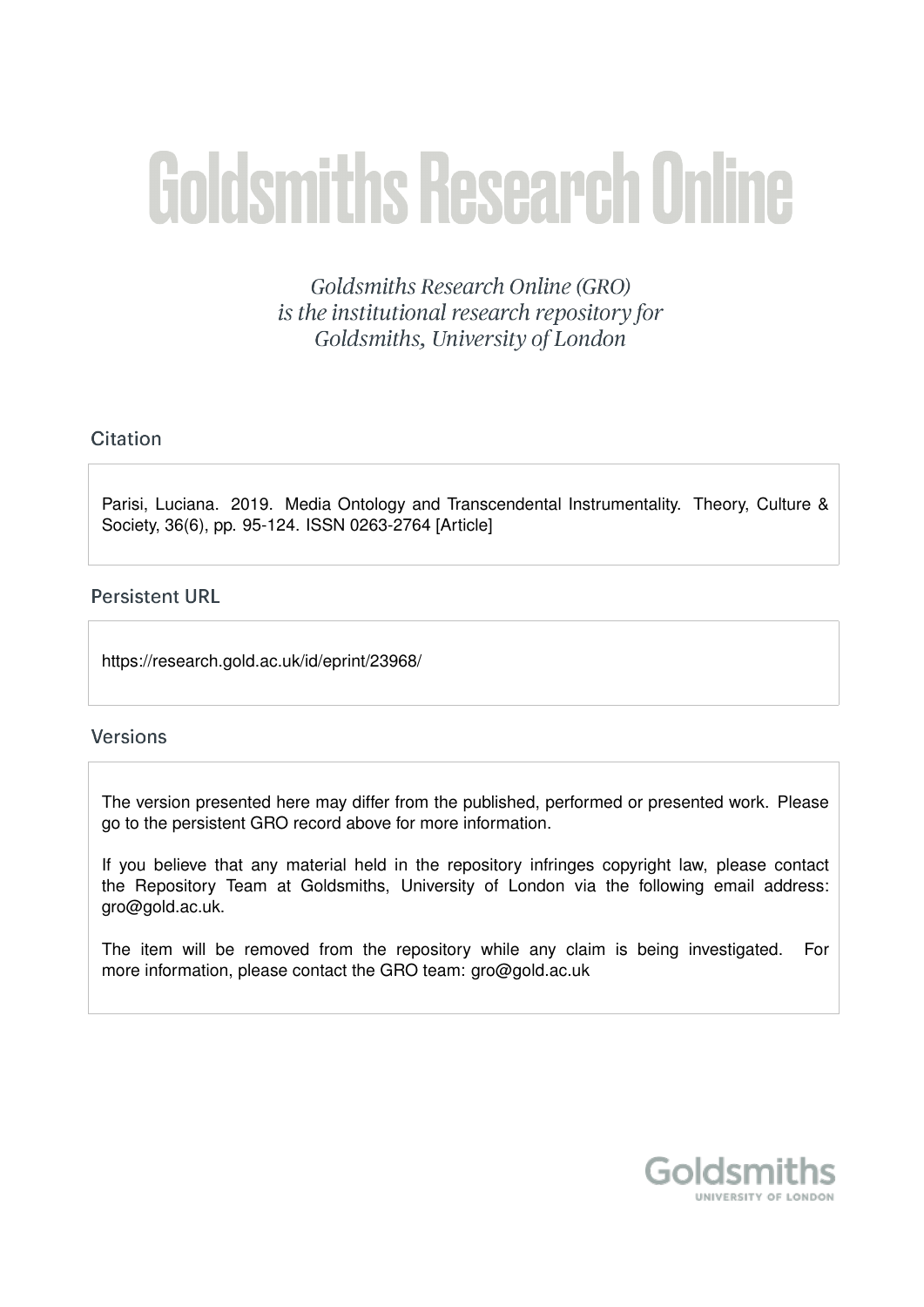# Goldsmiths Research Online

*Goldsmiths Research Online (GRO) is the institutional research repository for Goldsmiths, University of London*

## Citation

Parisi, Luciana. 2019. Media Ontology and Transcendental Instrumentality. Theory, Culture & Society, 36(6), pp. 95-124. ISSN 0263-2764 [Article]

## Persistent URL

https://research.gold.ac.uk/id/eprint/23968/

## Versions

The version presented here may differ from the published, performed or presented work. Please go to the persistent GRO record above for more information.

If you believe that any material held in the repository infringes copyright law, please contact the Repository Team at Goldsmiths, University of London via the following email address: gro@gold.ac.uk.

The item will be removed from the repository while any claim is being investigated. For more information, please contact the GRO team: gro@gold.ac.uk

Goldsmiths
UNIVERSITY OF LONDON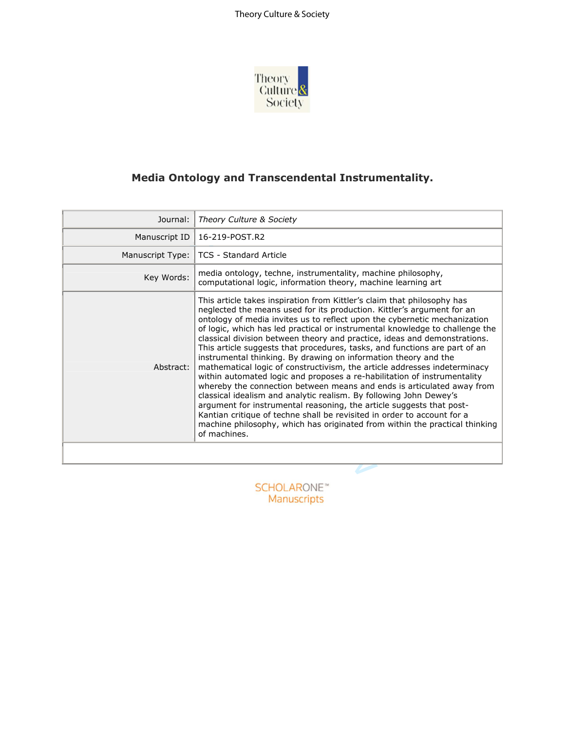# Media Ontology and Transcendental Instrumentality.

| Journal: | *Theory Culture & Society* |
|---|---|
| Manuscript ID | 16-219-POST.R2 |
| Manuscript Type: | TCS - Standard Article |
| Key Words: | media ontology, techne, instrumentality, machine philosophy, computational logic, information theory, machine learning art |
| Abstract: | This article takes inspiration from Kittler's claim that philosophy has neglected the means used for its production. Kittler's argument for an ontology of media invites us to reflect upon the cybernetic mechanization of logic, which has led practical or instrumental knowledge to challenge the classical division between theory and practice, ideas and demonstrations. This article suggests that procedures, tasks, and functions are part of an instrumental thinking. By drawing on information theory and the mathematical logic of constructivism, the article addresses indeterminacy within automated logic and proposes a re-habilitation of instrumentality whereby the connection between means and ends is articulated away from classical idealism and analytic realism. By following John Dewey's argument for instrumental reasoning, the article suggests that post-Kantian critique of techne shall be revisited in order to account for a machine philosophy, which has originated from within the practical thinking of machines. |

SCHOLARONE™ Manuscripts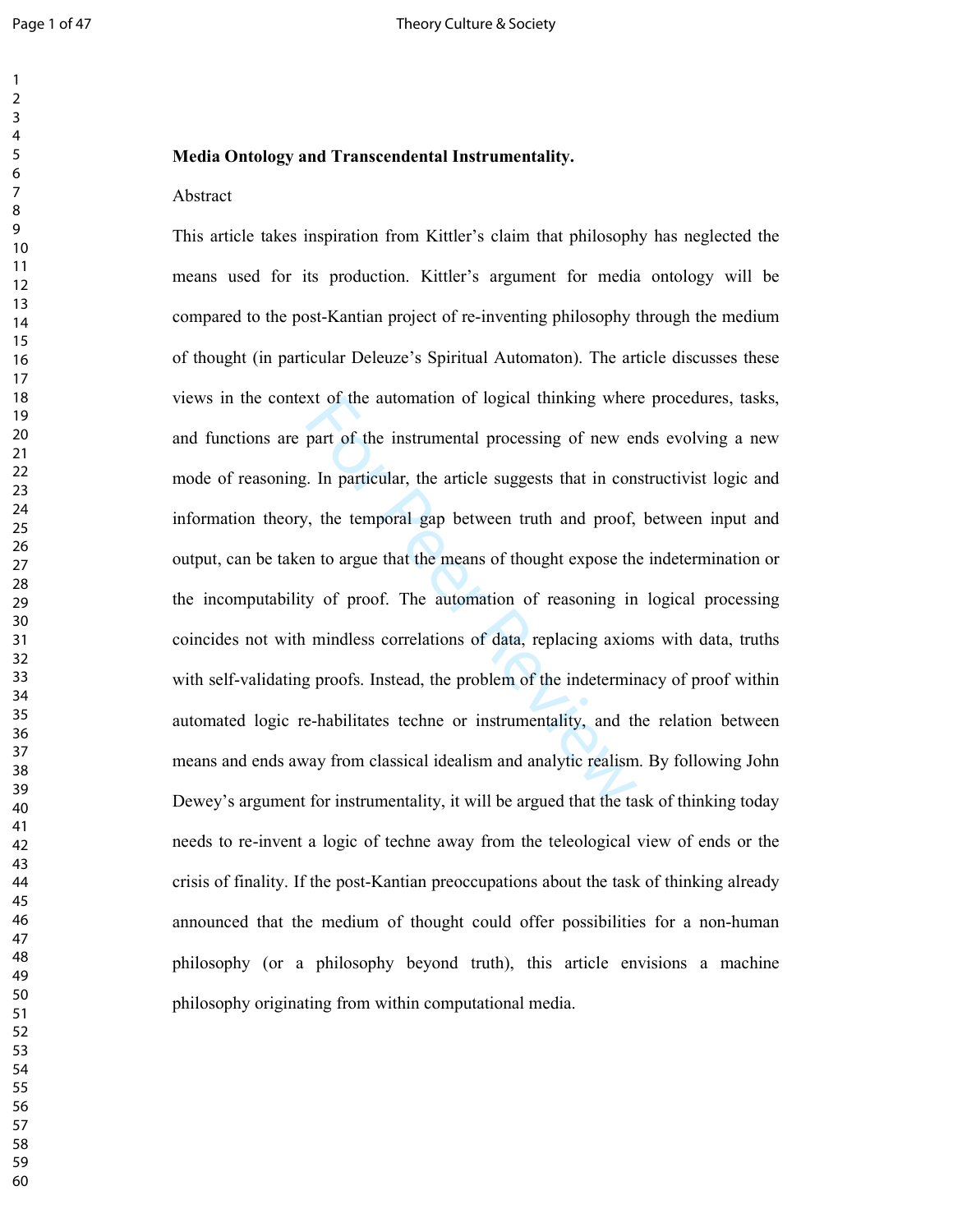**Media Ontology and Transcendental Instrumentality.**

Abstract

This article takes inspiration from Kittler's claim that philosophy has neglected the means used for its production. Kittler's argument for media ontology will be compared to the post-Kantian project of re-inventing philosophy through the medium of thought (in particular Deleuze's Spiritual Automaton). The article discusses these views in the context of the automation of logical thinking where procedures, tasks, and functions are part of the instrumental processing of new ends evolving a new mode of reasoning. In particular, the article suggests that in constructivist logic and information theory, the temporal gap between truth and proof, between input and output, can be taken to argue that the means of thought expose the indetermination or the incomputability of proof. The automation of reasoning in logical processing coincides not with mindless correlations of data, replacing axioms with data, truths with self-validating proofs. Instead, the problem of the indeterminacy of proof within automated logic re-habilitates techne or instrumentality, and the relation between means and ends away from classical idealism and analytic realism. By following John Dewey's argument for instrumentality, it will be argued that the task of thinking today needs to re-invent a logic of techne away from the teleological view of ends or the crisis of finality. If the post-Kantian preoccupations about the task of thinking already announced that the medium of thought could offer possibilities for a non-human philosophy (or a philosophy beyond truth), this article envisions a machine philosophy originating from within computational media.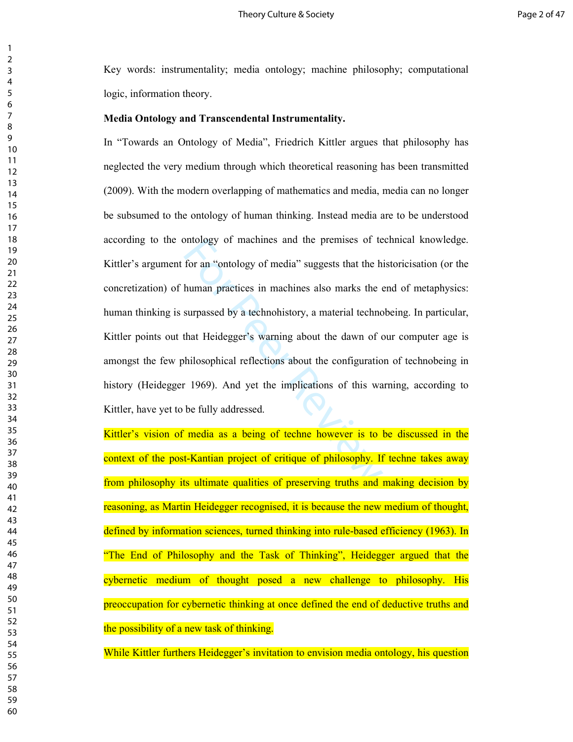Key words: instrumentality; media ontology; machine philosophy; computational logic, information theory.

**Media Ontology and Transcendental Instrumentality.**

In "Towards an Ontology of Media", Friedrich Kittler argues that philosophy has neglected the very medium through which theoretical reasoning has been transmitted (2009). With the modern overlapping of mathematics and media, media can no longer be subsumed to the ontology of human thinking. Instead media are to be understood according to the ontology of machines and the premises of technical knowledge. Kittler's argument for an "ontology of media" suggests that the historicisation (or the concretization) of human practices in machines also marks the end of metaphysics: human thinking is surpassed by a technohistory, a material technobeing. In particular, Kittler points out that Heidegger's warning about the dawn of our computer age is amongst the few philosophical reflections about the configuration of technobeing in history (Heidegger 1969). And yet the implications of this warning, according to Kittler, have yet to be fully addressed.

Kittler's vision of media as a being of techne however is to be discussed in the context of the post-Kantian project of critique of philosophy. If techne takes away from philosophy its ultimate qualities of preserving truths and making decision by reasoning, as Martin Heidegger recognised, it is because the new medium of thought, defined by information sciences, turned thinking into rule-based efficiency (1963). In "The End of Philosophy and the Task of Thinking", Heidegger argued that the cybernetic medium of thought posed a new challenge to philosophy. His preoccupation for cybernetic thinking at once defined the end of deductive truths and the possibility of a new task of thinking.

While Kittler furthers Heidegger's invitation to envision media ontology, his question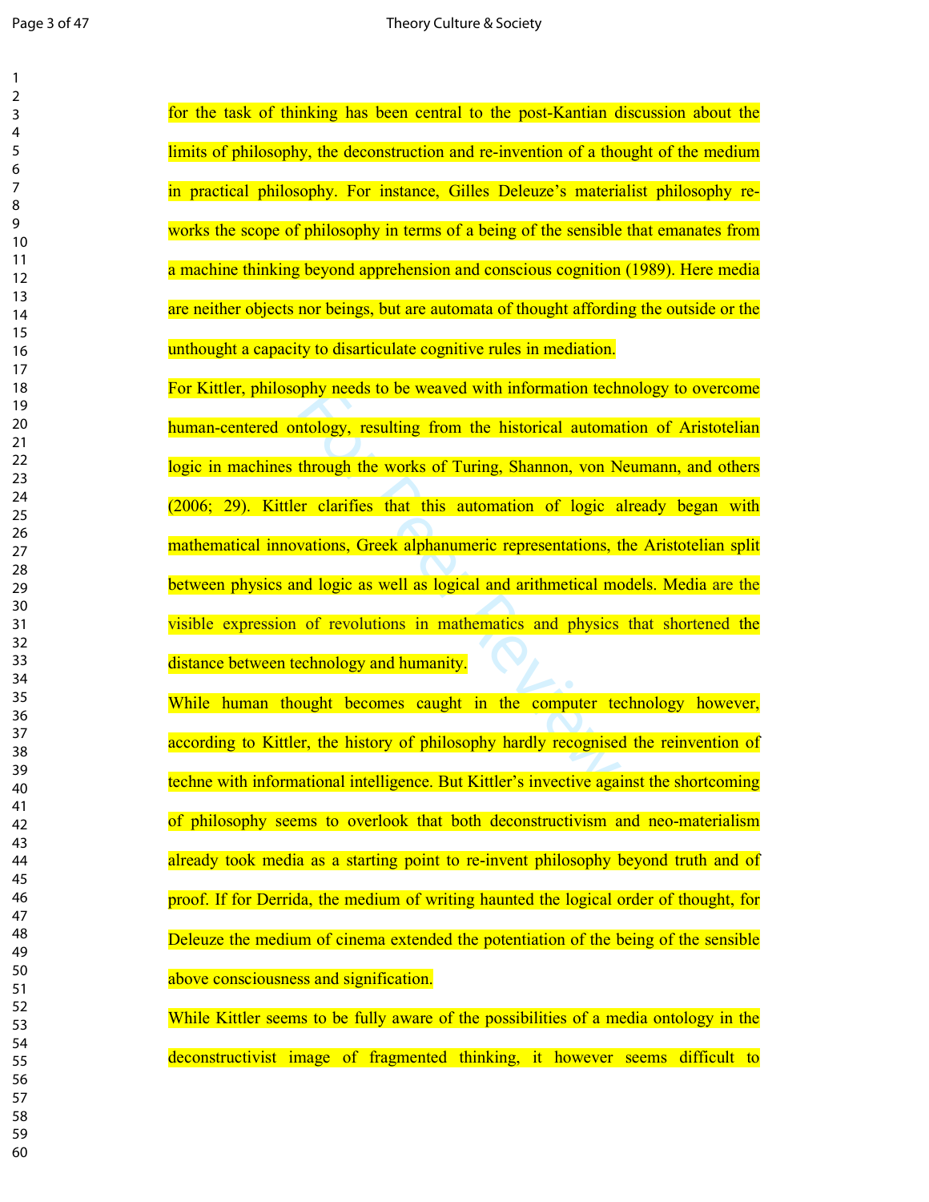for the task of thinking has been central to the post-Kantian discussion about the limits of philosophy, the deconstruction and re-invention of a thought of the medium in practical philosophy. For instance, Gilles Deleuze's materialist philosophy re-works the scope of philosophy in terms of a being of the sensible that emanates from a machine thinking beyond apprehension and conscious cognition (1989). Here media are neither objects nor beings, but are automata of thought affording the outside or the unthought a capacity to disarticulate cognitive rules in mediation.

For Kittler, philosophy needs to be weaved with information technology to overcome human-centered ontology, resulting from the historical automation of Aristotelian logic in machines through the works of Turing, Shannon, von Neumann, and others (2006; 29). Kittler clarifies that this automation of logic already began with mathematical innovations, Greek alphanumeric representations, the Aristotelian split between physics and logic as well as logical and arithmetical models. Media are the visible expression of revolutions in mathematics and physics that shortened the distance between technology and humanity.

While human thought becomes caught in the computer technology however, according to Kittler, the history of philosophy hardly recognised the reinvention of techne with informational intelligence. But Kittler's invective against the shortcoming of philosophy seems to overlook that both deconstructivism and neo-materialism already took media as a starting point to re-invent philosophy beyond truth and of proof. If for Derrida, the medium of writing haunted the logical order of thought, for Deleuze the medium of cinema extended the potentiation of the being of the sensible above consciousness and signification.

While Kittler seems to be fully aware of the possibilities of a media ontology in the deconstructivist image of fragmented thinking, it however seems difficult to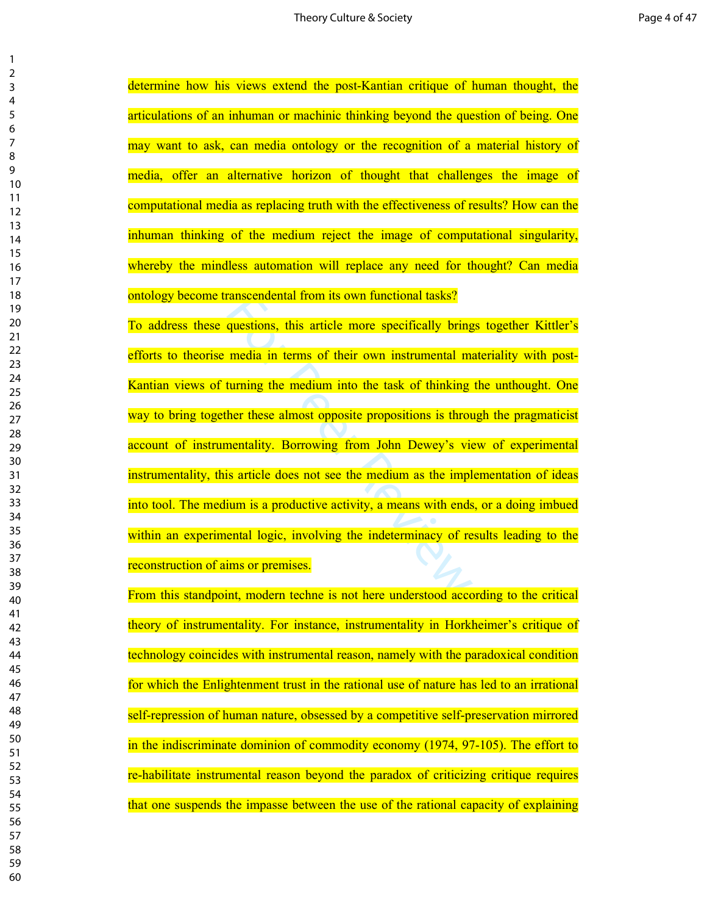determine how his views extend the post-Kantian critique of human thought, the articulations of an inhuman or machinic thinking beyond the question of being. One may want to ask, can media ontology or the recognition of a material history of media, offer an alternative horizon of thought that challenges the image of computational media as replacing truth with the effectiveness of results? How can the inhuman thinking of the medium reject the image of computational singularity, whereby the mindless automation will replace any need for thought? Can media ontology become transcendental from its own functional tasks?

To address these questions, this article more specifically brings together Kittler's efforts to theorise media in terms of their own instrumental materiality with post-Kantian views of turning the medium into the task of thinking the unthought. One way to bring together these almost opposite propositions is through the pragmaticist account of instrumentality. Borrowing from John Dewey's view of experimental instrumentality, this article does not see the medium as the implementation of ideas into tool. The medium is a productive activity, a means with ends, or a doing imbued within an experimental logic, involving the indeterminacy of results leading to the reconstruction of aims or premises.

From this standpoint, modern techne is not here understood according to the critical theory of instrumentality. For instance, instrumentality in Horkheimer's critique of technology coincides with instrumental reason, namely with the paradoxical condition for which the Enlightenment trust in the rational use of nature has led to an irrational self-repression of human nature, obsessed by a competitive self-preservation mirrored in the indiscriminate dominion of commodity economy (1974, 97-105). The effort to re-habilitate instrumental reason beyond the paradox of criticizing critique requires that one suspends the impasse between the use of the rational capacity of explaining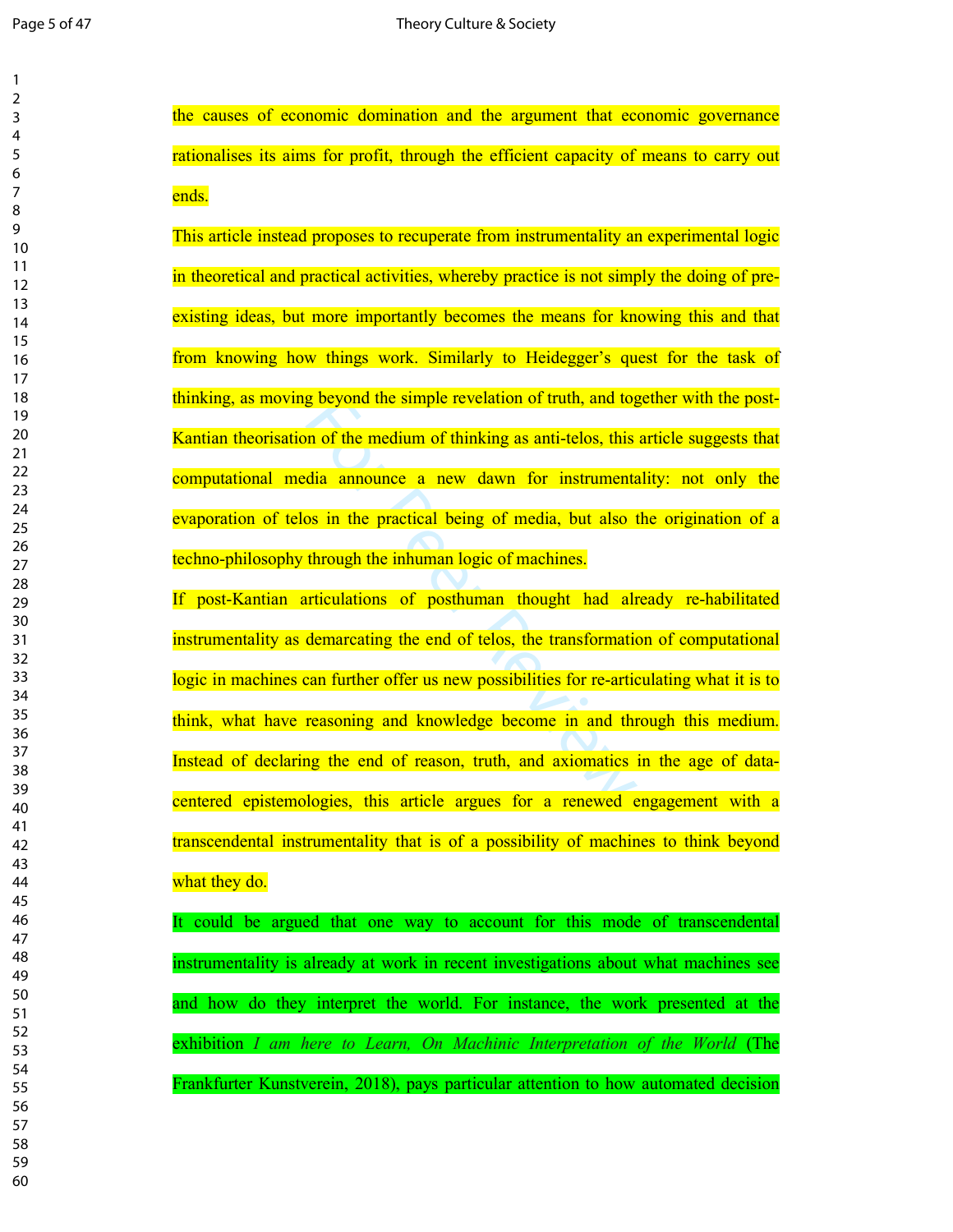the causes of economic domination and the argument that economic governance rationalises its aims for profit, through the efficient capacity of means to carry out ends.

This article instead proposes to recuperate from instrumentality an experimental logic in theoretical and practical activities, whereby practice is not simply the doing of pre-existing ideas, but more importantly becomes the means for knowing this and that from knowing how things work. Similarly to Heidegger's quest for the task of thinking, as moving beyond the simple revelation of truth, and together with the post-Kantian theorisation of the medium of thinking as anti-telos, this article suggests that computational media announce a new dawn for instrumentality: not only the evaporation of telos in the practical being of media, but also the origination of a techno-philosophy through the inhuman logic of machines.

If post-Kantian articulations of posthuman thought had already re-habilitated instrumentality as demarcating the end of telos, the transformation of computational logic in machines can further offer us new possibilities for re-articulating what it is to think, what have reasoning and knowledge become in and through this medium. Instead of declaring the end of reason, truth, and axiomatics in the age of data-centered epistemologies, this article argues for a renewed engagement with a transcendental instrumentality that is of a possibility of machines to think beyond what they do.

It could be argued that one way to account for this mode of transcendental instrumentality is already at work in recent investigations about what machines see and how do they interpret the world. For instance, the work presented at the exhibition *I am here to Learn, On Machinic Interpretation of the World* (The Frankfurter Kunstverein, 2018), pays particular attention to how automated decision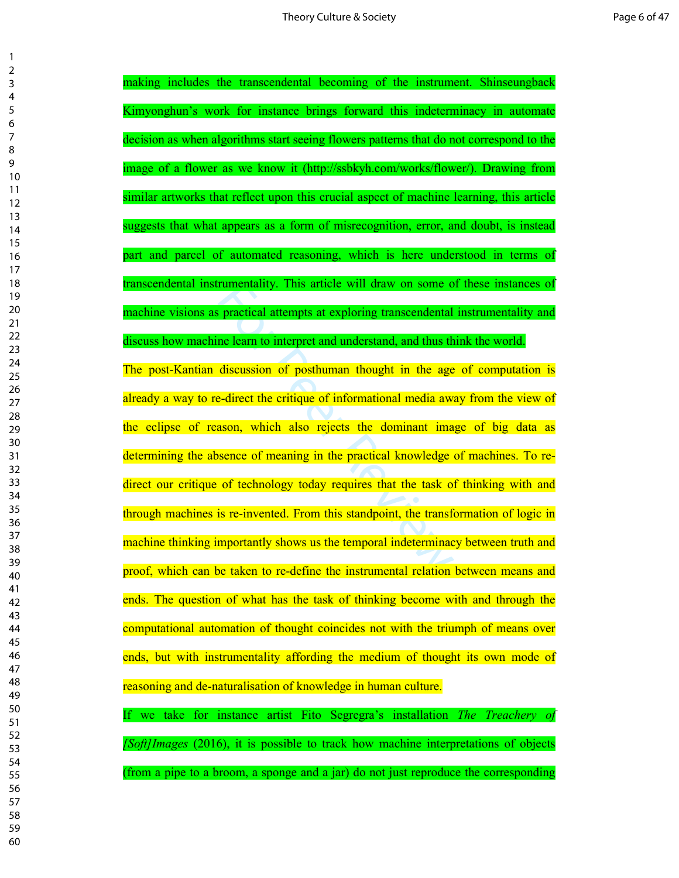making includes the transcendental becoming of the instrument. Shinseungback Kimyonghun's work for instance brings forward this indeterminacy in automate decision as when algorithms start seeing flowers patterns that do not correspond to the image of a flower as we know it (http://ssbkyh.com/works/flower/). Drawing from similar artworks that reflect upon this crucial aspect of machine learning, this article suggests that what appears as a form of misrecognition, error, and doubt, is instead part and parcel of automated reasoning, which is here understood in terms of transcendental instrumentality. This article will draw on some of these instances of machine visions as practical attempts at exploring transcendental instrumentality and discuss how machine learn to interpret and understand, and thus think the world.

The post-Kantian discussion of posthuman thought in the age of computation is already a way to re-direct the critique of informational media away from the view of the eclipse of reason, which also rejects the dominant image of big data as determining the absence of meaning in the practical knowledge of machines. To re-direct our critique of technology today requires that the task of thinking with and through machines is re-invented. From this standpoint, the transformation of logic in machine thinking importantly shows us the temporal indeterminacy between truth and proof, which can be taken to re-define the instrumental relation between means and ends. The question of what has the task of thinking become with and through the computational automation of thought coincides not with the triumph of means over ends, but with instrumentality affording the medium of thought its own mode of reasoning and de-naturalisation of knowledge in human culture.

If we take for instance artist Fito Segregra's installation *The Treachery of [Soft]Images* (2016), it is possible to track how machine interpretations of objects (from a pipe to a broom, a sponge and a jar) do not just reproduce the corresponding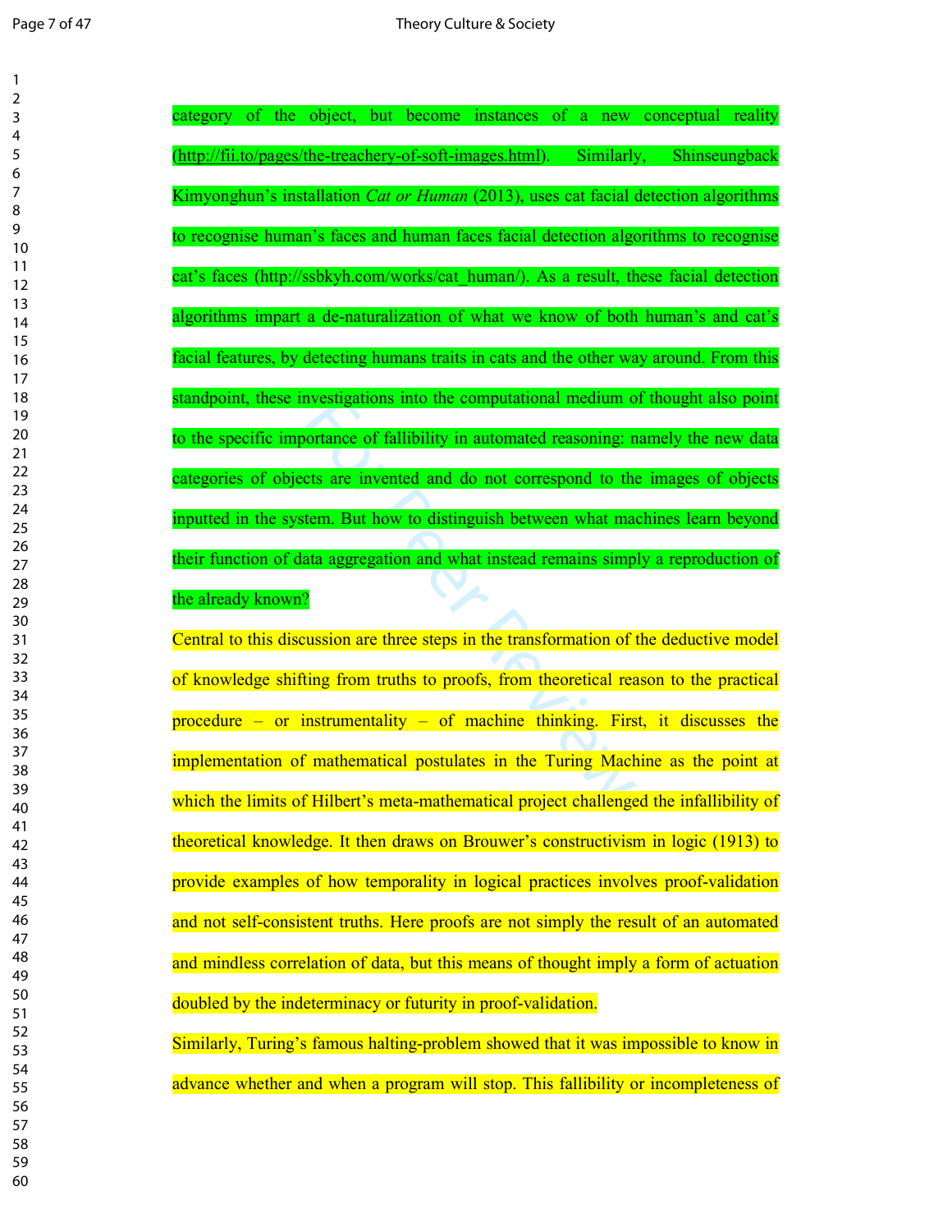category of the object, but become instances of a new conceptual reality (http://fii.to/pages/the-treachery-of-soft-images.html). Similarly, Shinseungback Kimyonghun's installation *Cat or Human* (2013), uses cat facial detection algorithms to recognise human's faces and human faces facial detection algorithms to recognise cat's faces (http://ssbkyh.com/works/cat_human/). As a result, these facial detection algorithms impart a de-naturalization of what we know of both human's and cat's facial features, by detecting humans traits in cats and the other way around. From this standpoint, these investigations into the computational medium of thought also point to the specific importance of fallibility in automated reasoning: namely the new data categories of objects are invented and do not correspond to the images of objects inputted in the system. But how to distinguish between what machines learn beyond their function of data aggregation and what instead remains simply a reproduction of the already known?

Central to this discussion are three steps in the transformation of the deductive model of knowledge shifting from truths to proofs, from theoretical reason to the practical procedure – or instrumentality – of machine thinking. First, it discusses the implementation of mathematical postulates in the Turing Machine as the point at which the limits of Hilbert's meta-mathematical project challenged the infallibility of theoretical knowledge. It then draws on Brouwer's constructivism in logic (1913) to provide examples of how temporality in logical practices involves proof-validation and not self-consistent truths. Here proofs are not simply the result of an automated and mindless correlation of data, but this means of thought imply a form of actuation doubled by the indeterminacy or futurity in proof-validation.

Similarly, Turing's famous halting-problem showed that it was impossible to know in advance whether and when a program will stop. This fallibility or incompleteness of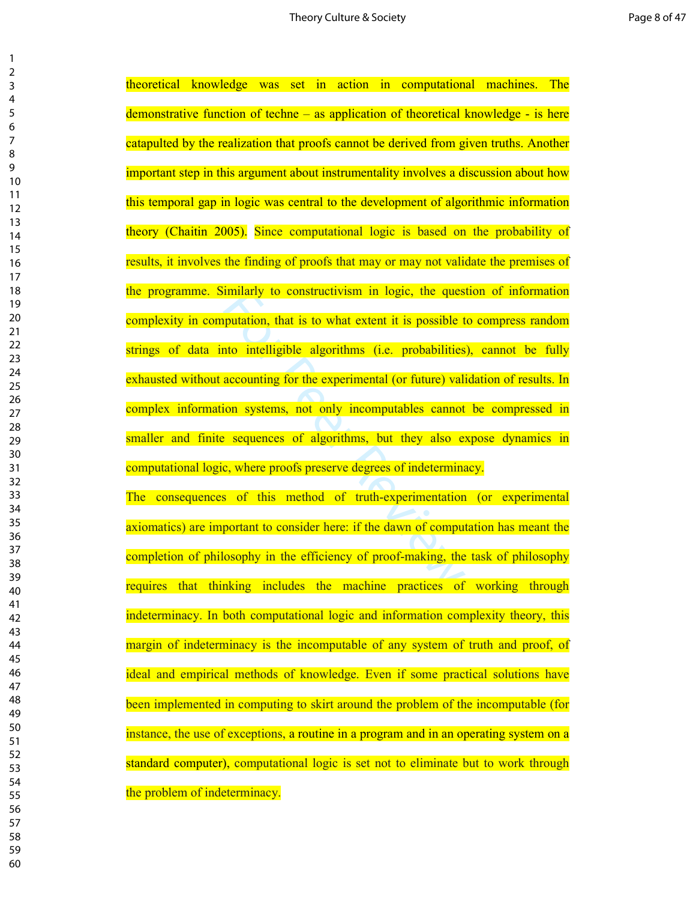theoretical knowledge was set in action in computational machines. The demonstrative function of techne – as application of theoretical knowledge - is here catapulted by the realization that proofs cannot be derived from given truths. Another important step in this argument about instrumentality involves a discussion about how this temporal gap in logic was central to the development of algorithmic information theory (Chaitin 2005). Since computational logic is based on the probability of results, it involves the finding of proofs that may or may not validate the premises of the programme. Similarly to constructivism in logic, the question of information complexity in computation, that is to what extent it is possible to compress random strings of data into intelligible algorithms (i.e. probabilities), cannot be fully exhausted without accounting for the experimental (or future) validation of results. In complex information systems, not only incomputables cannot be compressed in smaller and finite sequences of algorithms, but they also expose dynamics in computational logic, where proofs preserve degrees of indeterminacy.

The consequences of this method of truth-experimentation (or experimental axiomatics) are important to consider here: if the dawn of computation has meant the completion of philosophy in the efficiency of proof-making, the task of philosophy requires that thinking includes the machine practices of working through indeterminacy. In both computational logic and information complexity theory, this margin of indeterminacy is the incomputable of any system of truth and proof, of ideal and empirical methods of knowledge. Even if some practical solutions have been implemented in computing to skirt around the problem of the incomputable (for instance, the use of exceptions, a routine in a program and in an operating system on a standard computer), computational logic is set not to eliminate but to work through the problem of indeterminacy.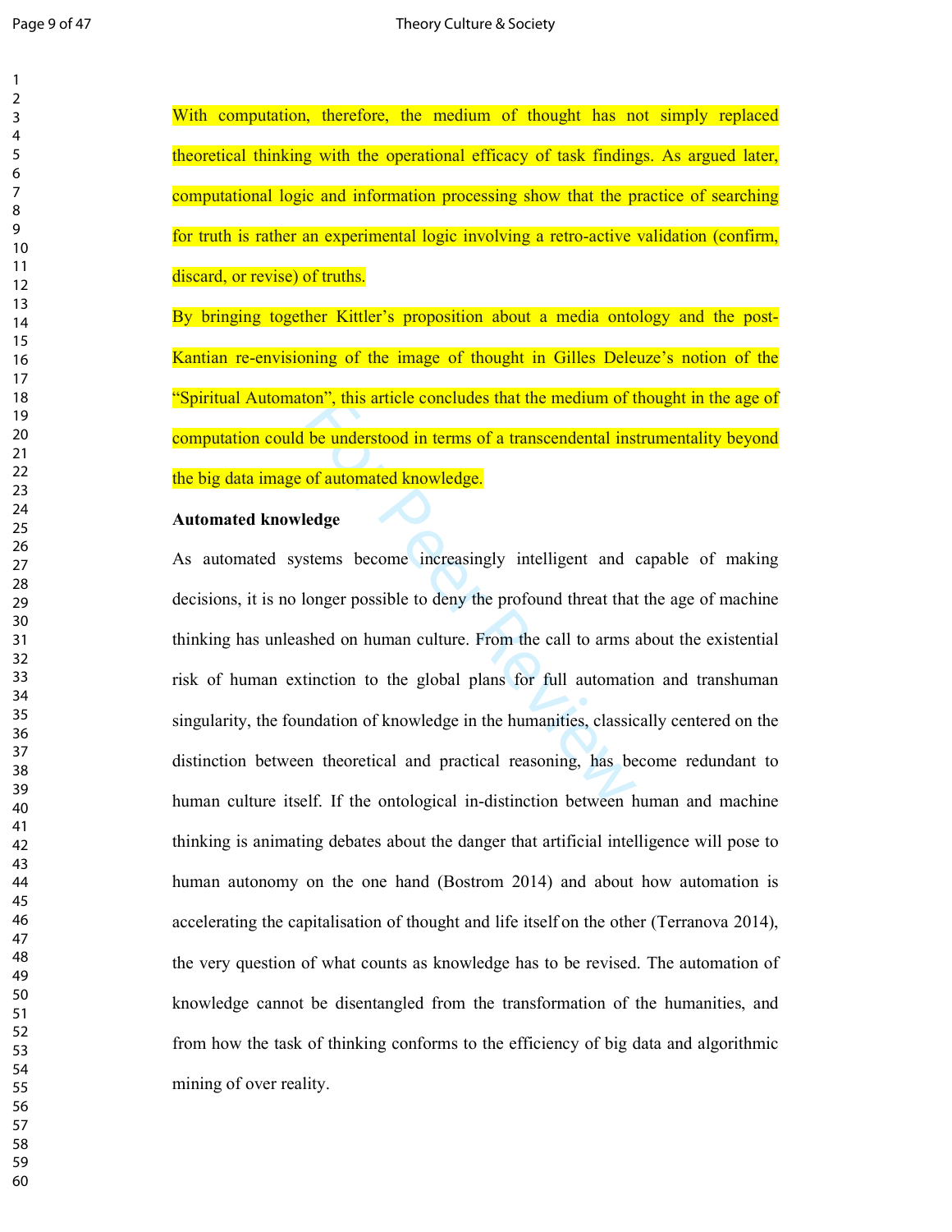With computation, therefore, the medium of thought has not simply replaced theoretical thinking with the operational efficacy of task findings. As argued later, computational logic and information processing show that the practice of searching for truth is rather an experimental logic involving a retro-active validation (confirm, discard, or revise) of truths.

By bringing together Kittler's proposition about a media ontology and the post-Kantian re-envisioning of the image of thought in Gilles Deleuze's notion of the "Spiritual Automaton", this article concludes that the medium of thought in the age of computation could be understood in terms of a transcendental instrumentality beyond the big data image of automated knowledge.

**Automated knowledge**

As automated systems become increasingly intelligent and capable of making decisions, it is no longer possible to deny the profound threat that the age of machine thinking has unleashed on human culture. From the call to arms about the existential risk of human extinction to the global plans for full automation and transhuman singularity, the foundation of knowledge in the humanities, classically centered on the distinction between theoretical and practical reasoning, has become redundant to human culture itself. If the ontological in-distinction between human and machine thinking is animating debates about the danger that artificial intelligence will pose to human autonomy on the one hand (Bostrom 2014) and about how automation is accelerating the capitalisation of thought and life itself on the other (Terranova 2014), the very question of what counts as knowledge has to be revised. The automation of knowledge cannot be disentangled from the transformation of the humanities, and from how the task of thinking conforms to the efficiency of big data and algorithmic mining of over reality.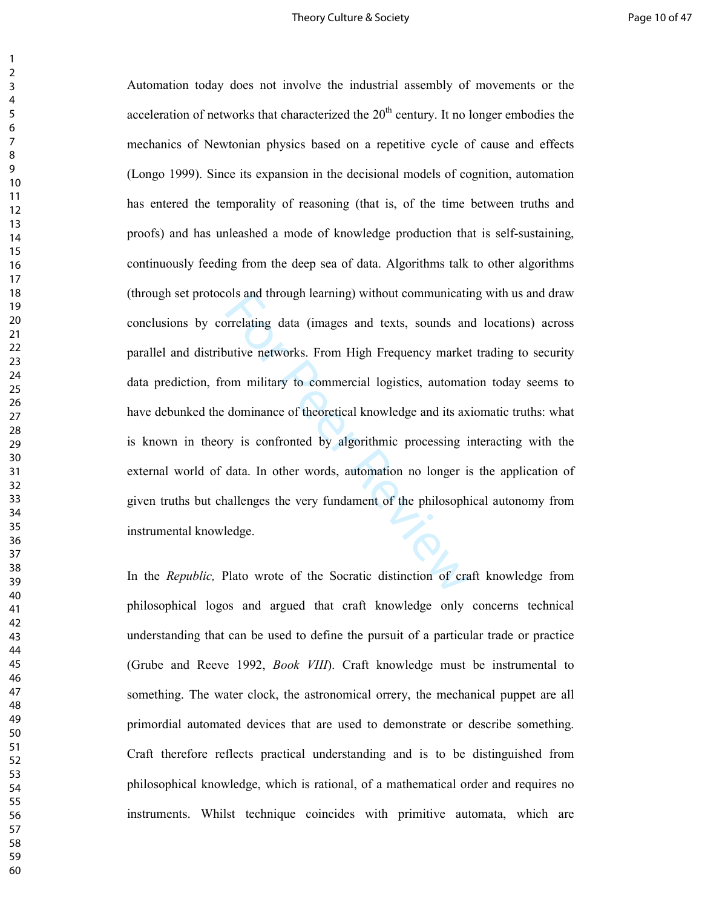Automation today does not involve the industrial assembly of movements or the acceleration of networks that characterized the 20th century. It no longer embodies the mechanics of Newtonian physics based on a repetitive cycle of cause and effects (Longo 1999). Since its expansion in the decisional models of cognition, automation has entered the temporality of reasoning (that is, of the time between truths and proofs) and has unleashed a mode of knowledge production that is self-sustaining, continuously feeding from the deep sea of data. Algorithms talk to other algorithms (through set protocols and through learning) without communicating with us and draw conclusions by correlating data (images and texts, sounds and locations) across parallel and distributive networks. From High Frequency market trading to security data prediction, from military to commercial logistics, automation today seems to have debunked the dominance of theoretical knowledge and its axiomatic truths: what is known in theory is confronted by algorithmic processing interacting with the external world of data. In other words, automation no longer is the application of given truths but challenges the very fundament of the philosophical autonomy from instrumental knowledge.

In the *Republic,* Plato wrote of the Socratic distinction of craft knowledge from philosophical logos and argued that craft knowledge only concerns technical understanding that can be used to define the pursuit of a particular trade or practice (Grube and Reeve 1992, *Book VIII*). Craft knowledge must be instrumental to something. The water clock, the astronomical orrery, the mechanical puppet are all primordial automated devices that are used to demonstrate or describe something. Craft therefore reflects practical understanding and is to be distinguished from philosophical knowledge, which is rational, of a mathematical order and requires no instruments. Whilst technique coincides with primitive automata, which are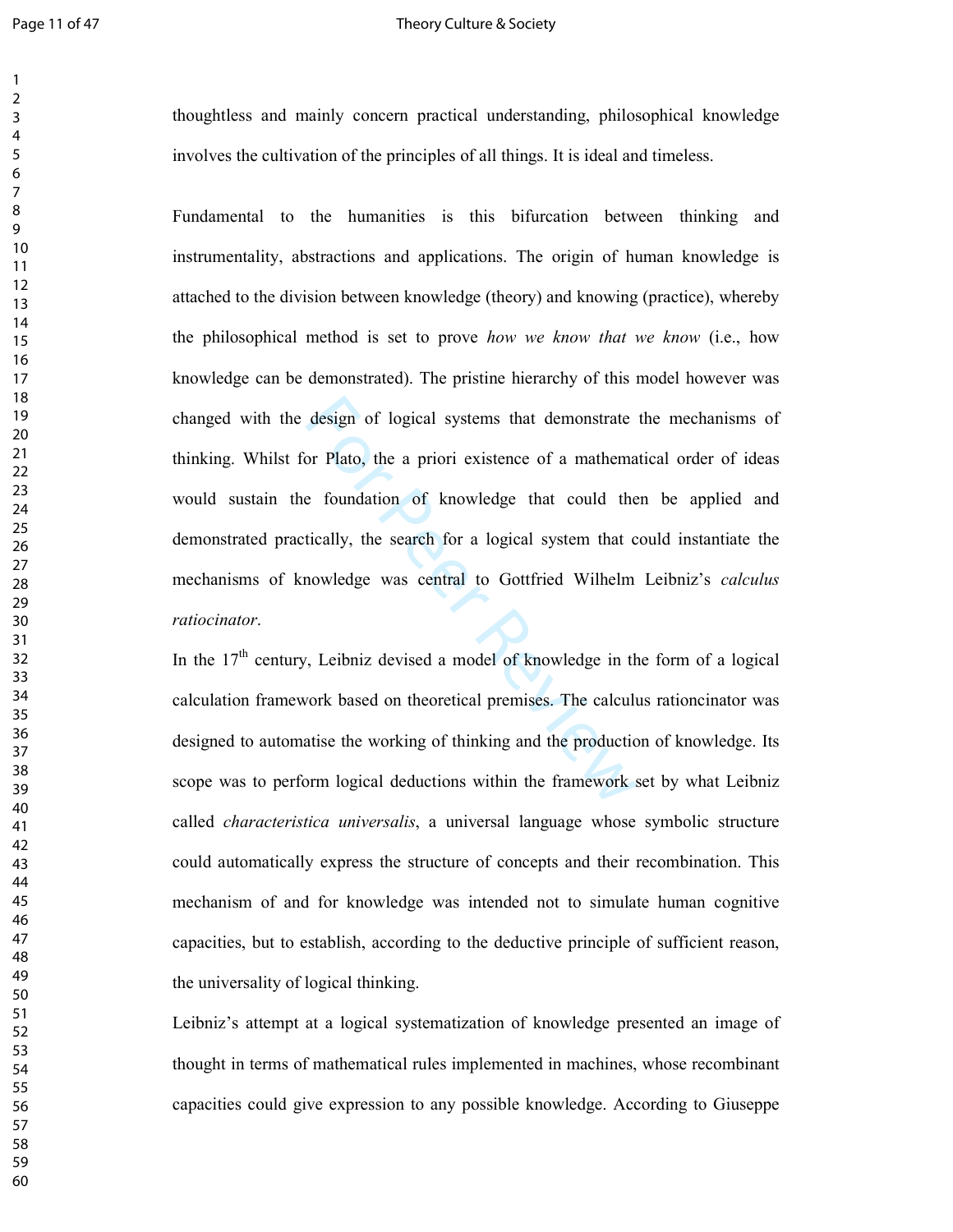thoughtless and mainly concern practical understanding, philosophical knowledge involves the cultivation of the principles of all things. It is ideal and timeless.

Fundamental to the humanities is this bifurcation between thinking and instrumentality, abstractions and applications. The origin of human knowledge is attached to the division between knowledge (theory) and knowing (practice), whereby the philosophical method is set to prove *how we know that we know* (i.e., how knowledge can be demonstrated). The pristine hierarchy of this model however was changed with the design of logical systems that demonstrate the mechanisms of thinking. Whilst for Plato, the a priori existence of a mathematical order of ideas would sustain the foundation of knowledge that could then be applied and demonstrated practically, the search for a logical system that could instantiate the mechanisms of knowledge was central to Gottfried Wilhelm Leibniz's *calculus ratiocinator*.

In the 17th century, Leibniz devised a model of knowledge in the form of a logical calculation framework based on theoretical premises. The calculus rationcinator was designed to automatise the working of thinking and the production of knowledge. Its scope was to perform logical deductions within the framework set by what Leibniz called *characteristica universalis*, a universal language whose symbolic structure could automatically express the structure of concepts and their recombination. This mechanism of and for knowledge was intended not to simulate human cognitive capacities, but to establish, according to the deductive principle of sufficient reason, the universality of logical thinking.

Leibniz's attempt at a logical systematization of knowledge presented an image of thought in terms of mathematical rules implemented in machines, whose recombinant capacities could give expression to any possible knowledge. According to Giuseppe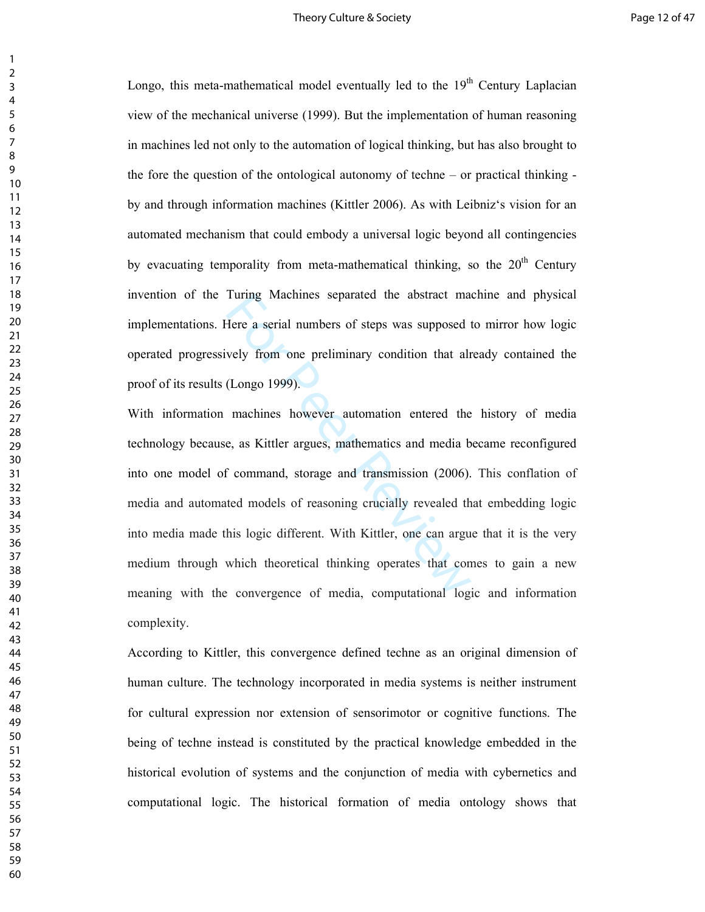Longo, this meta-mathematical model eventually led to the 19th Century Laplacian view of the mechanical universe (1999). But the implementation of human reasoning in machines led not only to the automation of logical thinking, but has also brought to the fore the question of the ontological autonomy of techne – or practical thinking - by and through information machines (Kittler 2006). As with Leibniz's vision for an automated mechanism that could embody a universal logic beyond all contingencies by evacuating temporality from meta-mathematical thinking, so the 20th Century invention of the Turing Machines separated the abstract machine and physical implementations. Here a serial numbers of steps was supposed to mirror how logic operated progressively from one preliminary condition that already contained the proof of its results (Longo 1999).

With information machines however automation entered the history of media technology because, as Kittler argues, mathematics and media became reconfigured into one model of command, storage and transmission (2006). This conflation of media and automated models of reasoning crucially revealed that embedding logic into media made this logic different. With Kittler, one can argue that it is the very medium through which theoretical thinking operates that comes to gain a new meaning with the convergence of media, computational logic and information complexity.

According to Kittler, this convergence defined techne as an original dimension of human culture. The technology incorporated in media systems is neither instrument for cultural expression nor extension of sensorimotor or cognitive functions. The being of techne instead is constituted by the practical knowledge embedded in the historical evolution of systems and the conjunction of media with cybernetics and computational logic. The historical formation of media ontology shows that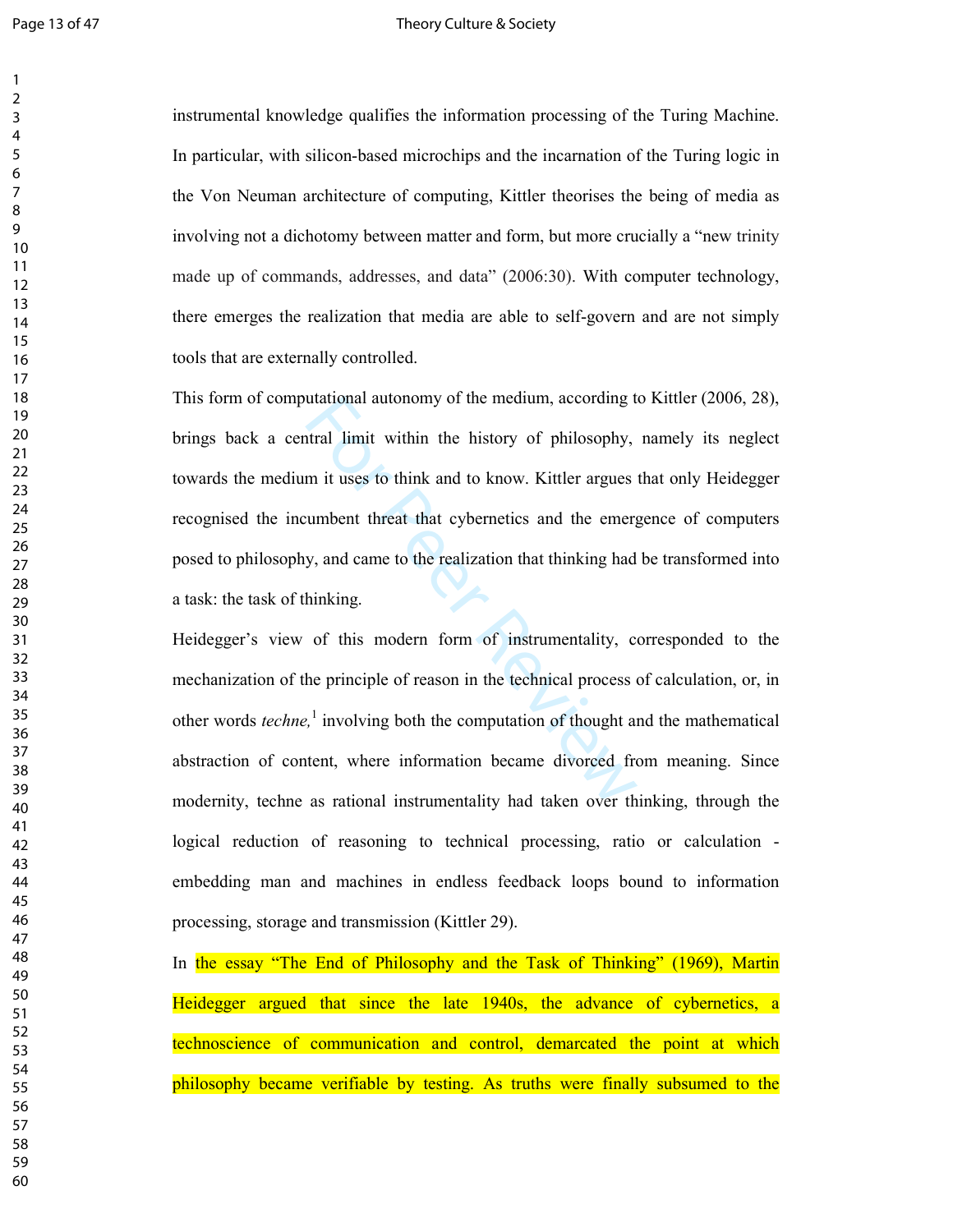instrumental knowledge qualifies the information processing of the Turing Machine. In particular, with silicon-based microchips and the incarnation of the Turing logic in the Von Neuman architecture of computing, Kittler theorises the being of media as involving not a dichotomy between matter and form, but more crucially a "new trinity made up of commands, addresses, and data" (2006:30). With computer technology, there emerges the realization that media are able to self-govern and are not simply tools that are externally controlled.

This form of computational autonomy of the medium, according to Kittler (2006, 28), brings back a central limit within the history of philosophy, namely its neglect towards the medium it uses to think and to know. Kittler argues that only Heidegger recognised the incumbent threat that cybernetics and the emergence of computers posed to philosophy, and came to the realization that thinking had be transformed into a task: the task of thinking.

Heidegger's view of this modern form of instrumentality, corresponded to the mechanization of the principle of reason in the technical process of calculation, or, in other words *techne,*[1] involving both the computation of thought and the mathematical abstraction of content, where information became divorced from meaning. Since modernity, techne as rational instrumentality had taken over thinking, through the logical reduction of reasoning to technical processing, ratio or calculation - embedding man and machines in endless feedback loops bound to information processing, storage and transmission (Kittler 29).

In the essay "The End of Philosophy and the Task of Thinking" (1969), Martin Heidegger argued that since the late 1940s, the advance of cybernetics, a technoscience of communication and control, demarcated the point at which philosophy became verifiable by testing. As truths were finally subsumed to the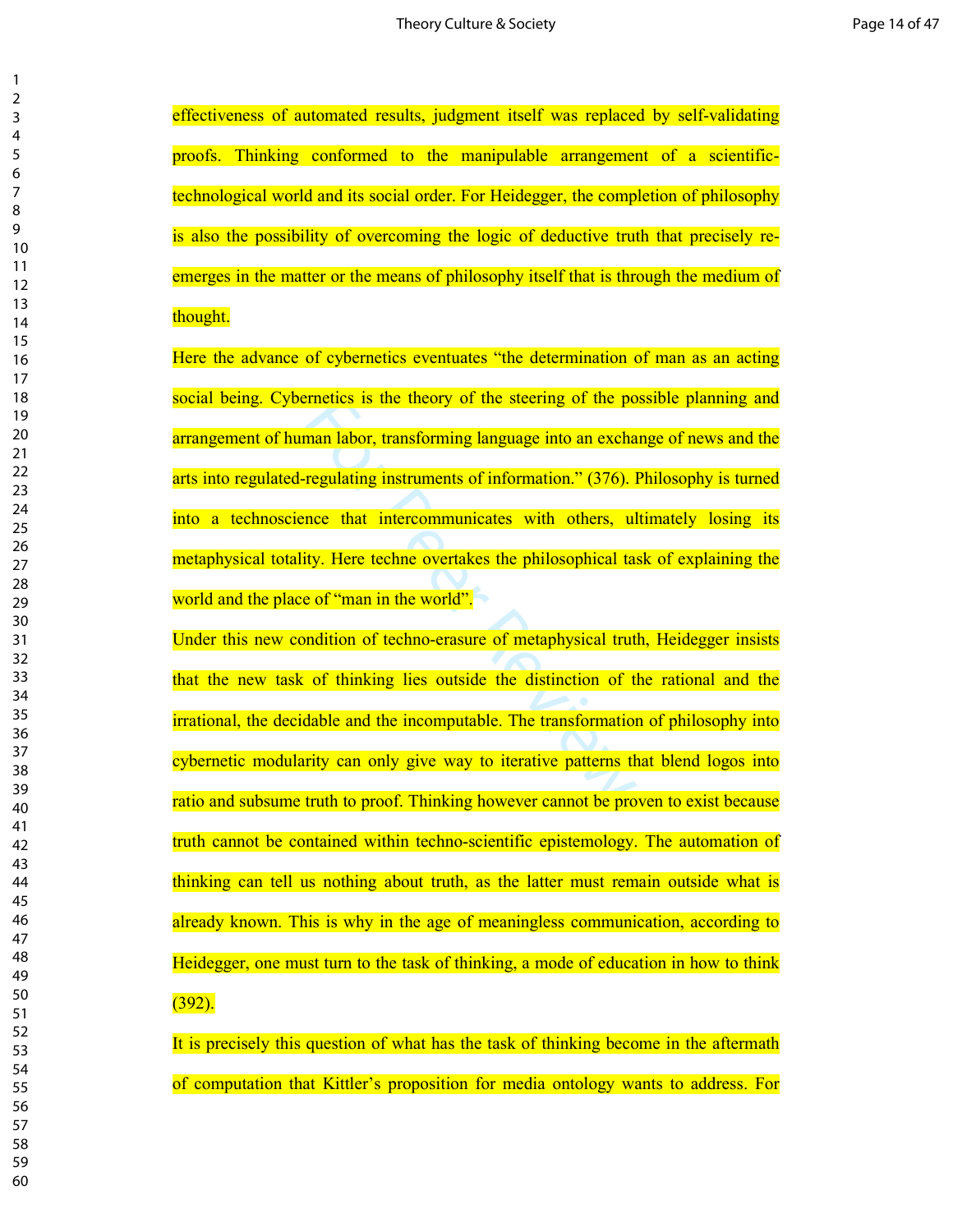effectiveness of automated results, judgment itself was replaced by self-validating proofs. Thinking conformed to the manipulable arrangement of a scientific-technological world and its social order. For Heidegger, the completion of philosophy is also the possibility of overcoming the logic of deductive truth that precisely re-emerges in the matter or the means of philosophy itself that is through the medium of thought.

Here the advance of cybernetics eventuates "the determination of man as an acting social being. Cybernetics is the theory of the steering of the possible planning and arrangement of human labor, transforming language into an exchange of news and the arts into regulated-regulating instruments of information." (376). Philosophy is turned into a technoscience that intercommunicates with others, ultimately losing its metaphysical totality. Here techne overtakes the philosophical task of explaining the world and the place of "man in the world".

Under this new condition of techno-erasure of metaphysical truth, Heidegger insists that the new task of thinking lies outside the distinction of the rational and the irrational, the decidable and the incomputable. The transformation of philosophy into cybernetic modularity can only give way to iterative patterns that blend logos into ratio and subsume truth to proof. Thinking however cannot be proven to exist because truth cannot be contained within techno-scientific epistemology. The automation of thinking can tell us nothing about truth, as the latter must remain outside what is already known. This is why in the age of meaningless communication, according to Heidegger, one must turn to the task of thinking, a mode of education in how to think (392).

It is precisely this question of what has the task of thinking become in the aftermath of computation that Kittler's proposition for media ontology wants to address. For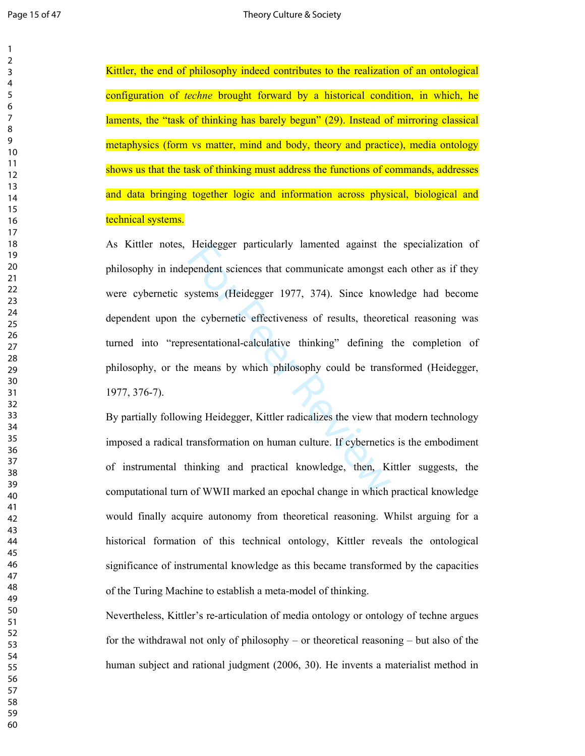Kittler, the end of philosophy indeed contributes to the realization of an ontological configuration of *techne* brought forward by a historical condition, in which, he laments, the "task of thinking has barely begun" (29). Instead of mirroring classical metaphysics (form vs matter, mind and body, theory and practice), media ontology shows us that the task of thinking must address the functions of commands, addresses and data bringing together logic and information across physical, biological and technical systems.

As Kittler notes, Heidegger particularly lamented against the specialization of philosophy in independent sciences that communicate amongst each other as if they were cybernetic systems (Heidegger 1977, 374). Since knowledge had become dependent upon the cybernetic effectiveness of results, theoretical reasoning was turned into "representational-calculative thinking" defining the completion of philosophy, or the means by which philosophy could be transformed (Heidegger, 1977, 376-7).

By partially following Heidegger, Kittler radicalizes the view that modern technology imposed a radical transformation on human culture. If cybernetics is the embodiment of instrumental thinking and practical knowledge, then, Kittler suggests, the computational turn of WWII marked an epochal change in which practical knowledge would finally acquire autonomy from theoretical reasoning. Whilst arguing for a historical formation of this technical ontology, Kittler reveals the ontological significance of instrumental knowledge as this became transformed by the capacities of the Turing Machine to establish a meta-model of thinking.

Nevertheless, Kittler's re-articulation of media ontology or ontology of techne argues for the withdrawal not only of philosophy – or theoretical reasoning – but also of the human subject and rational judgment (2006, 30). He invents a materialist method in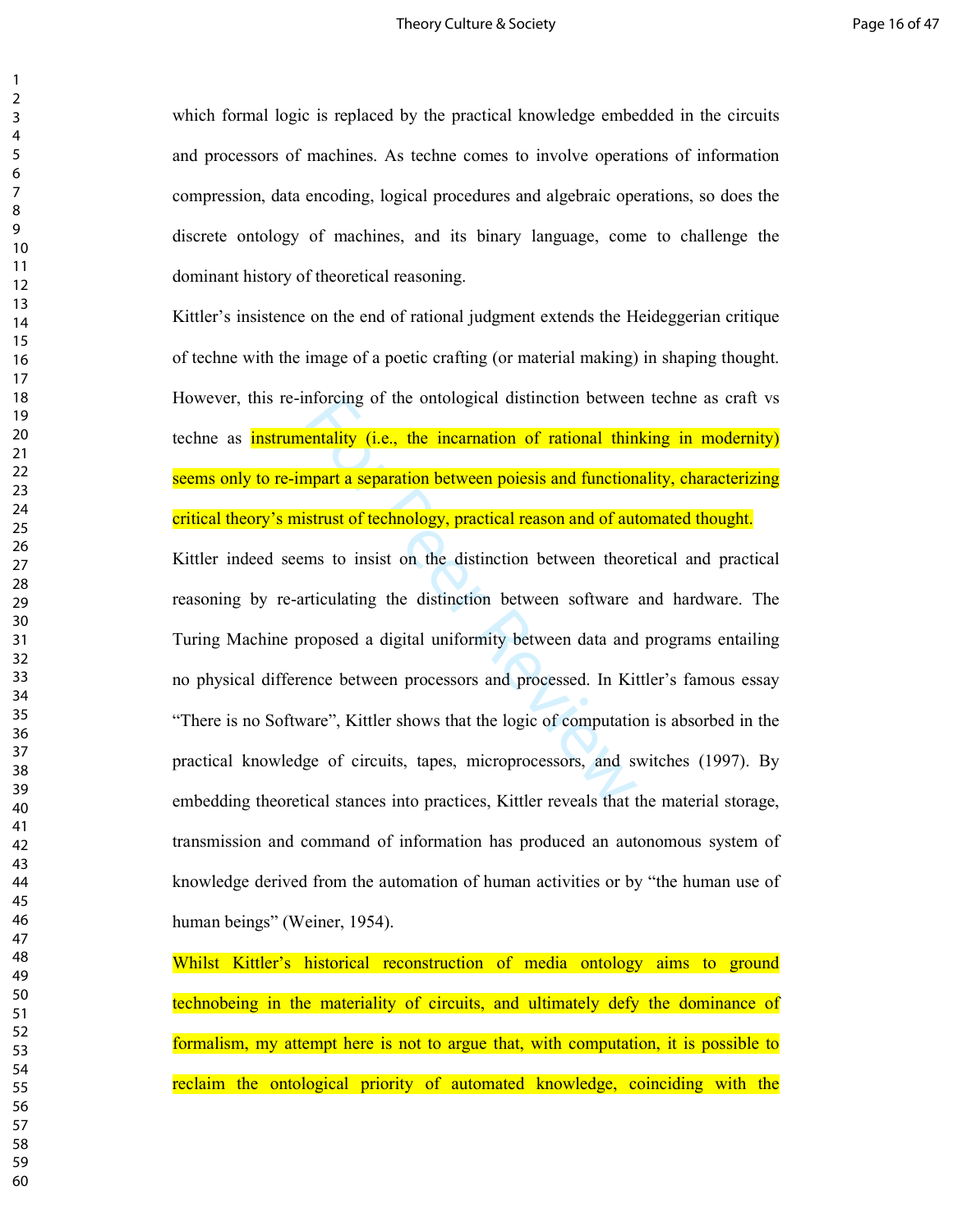which formal logic is replaced by the practical knowledge embedded in the circuits and processors of machines. As techne comes to involve operations of information compression, data encoding, logical procedures and algebraic operations, so does the discrete ontology of machines, and its binary language, come to challenge the dominant history of theoretical reasoning.

Kittler's insistence on the end of rational judgment extends the Heideggerian critique of techne with the image of a poetic crafting (or material making) in shaping thought. However, this re-inforcing of the ontological distinction between techne as craft vs techne as instrumentality (i.e., the incarnation of rational thinking in modernity) seems only to re-impart a separation between poiesis and functionality, characterizing critical theory's mistrust of technology, practical reason and of automated thought.

Kittler indeed seems to insist on the distinction between theoretical and practical reasoning by re-articulating the distinction between software and hardware. The Turing Machine proposed a digital uniformity between data and programs entailing no physical difference between processors and processed. In Kittler's famous essay "There is no Software", Kittler shows that the logic of computation is absorbed in the practical knowledge of circuits, tapes, microprocessors, and switches (1997). By embedding theoretical stances into practices, Kittler reveals that the material storage, transmission and command of information has produced an autonomous system of knowledge derived from the automation of human activities or by "the human use of human beings" (Weiner, 1954).

Whilst Kittler's historical reconstruction of media ontology aims to ground technobeing in the materiality of circuits, and ultimately defy the dominance of formalism, my attempt here is not to argue that, with computation, it is possible to reclaim the ontological priority of automated knowledge, coinciding with the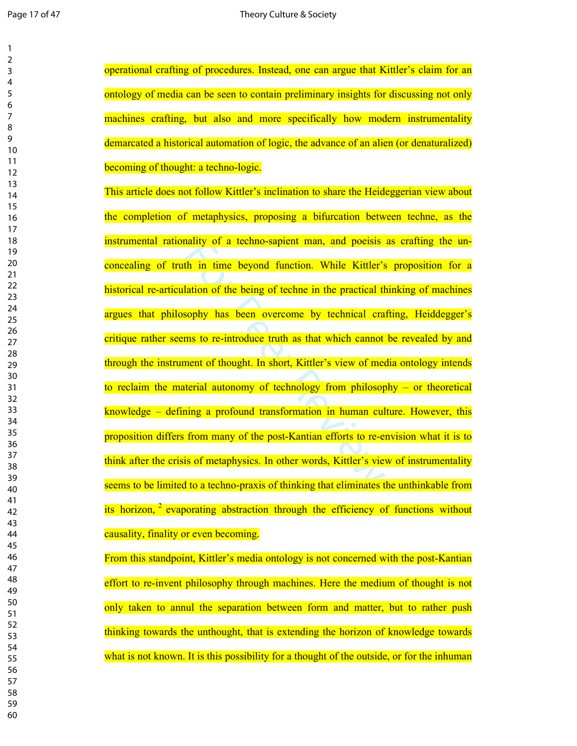operational crafting of procedures. Instead, one can argue that Kittler's claim for an ontology of media can be seen to contain preliminary insights for discussing not only machines crafting, but also and more specifically how modern instrumentality demarcated a historical automation of logic, the advance of an alien (or denaturalized) becoming of thought: a techno-logic.

This article does not follow Kittler's inclination to share the Heideggerian view about the completion of metaphysics, proposing a bifurcation between techne, as the instrumental rationality of a techno-sapient man, and poeisis as crafting the un-concealing of truth in time beyond function. While Kittler's proposition for a historical re-articulation of the being of techne in the practical thinking of machines argues that philosophy has been overcome by technical crafting, Heiddegger's critique rather seems to re-introduce truth as that which cannot be revealed by and through the instrument of thought. In short, Kittler's view of media ontology intends to reclaim the material autonomy of technology from philosophy – or theoretical knowledge – defining a profound transformation in human culture. However, this proposition differs from many of the post-Kantian efforts to re-envision what it is to think after the crisis of metaphysics. In other words, Kittler's view of instrumentality seems to be limited to a techno-praxis of thinking that eliminates the unthinkable from its horizon, [2] evaporating abstraction through the efficiency of functions without causality, finality or even becoming.

From this standpoint, Kittler's media ontology is not concerned with the post-Kantian effort to re-invent philosophy through machines. Here the medium of thought is not only taken to annul the separation between form and matter, but to rather push thinking towards the unthought, that is extending the horizon of knowledge towards what is not known. It is this possibility for a thought of the outside, or for the inhuman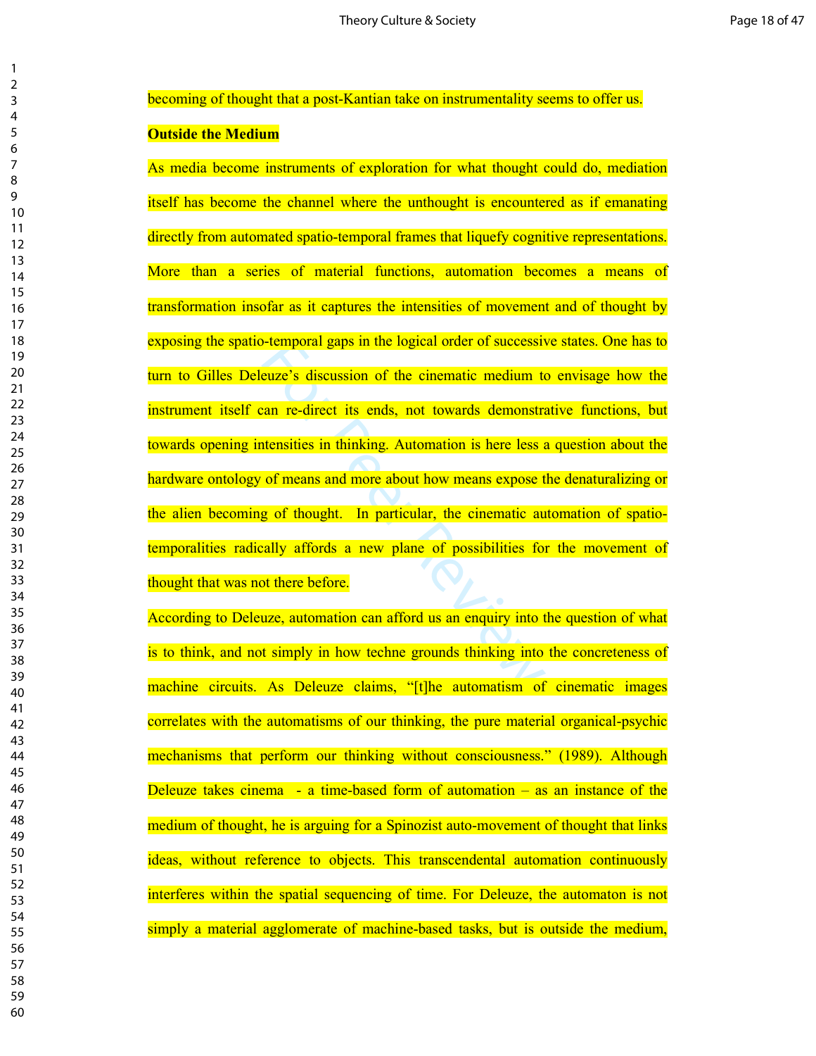becoming of thought that a post-Kantian take on instrumentality seems to offer us.

## Outside the Medium

As media become instruments of exploration for what thought could do, mediation itself has become the channel where the unthought is encountered as if emanating directly from automated spatio-temporal frames that liquefy cognitive representations. More than a series of material functions, automation becomes a means of transformation insofar as it captures the intensities of movement and of thought by exposing the spatio-temporal gaps in the logical order of successive states. One has to turn to Gilles Deleuze's discussion of the cinematic medium to envisage how the instrument itself can re-direct its ends, not towards demonstrative functions, but towards opening intensities in thinking. Automation is here less a question about the hardware ontology of means and more about how means expose the denaturalizing or the alien becoming of thought. In particular, the cinematic automation of spatio-temporalities radically affords a new plane of possibilities for the movement of thought that was not there before.

According to Deleuze, automation can afford us an enquiry into the question of what is to think, and not simply in how techne grounds thinking into the concreteness of machine circuits. As Deleuze claims, "[t]he automatism of cinematic images correlates with the automatisms of our thinking, the pure material organical-psychic mechanisms that perform our thinking without consciousness." (1989). Although Deleuze takes cinema - a time-based form of automation – as an instance of the medium of thought, he is arguing for a Spinozist auto-movement of thought that links ideas, without reference to objects. This transcendental automation continuously interferes within the spatial sequencing of time. For Deleuze, the automaton is not simply a material agglomerate of machine-based tasks, but is outside the medium,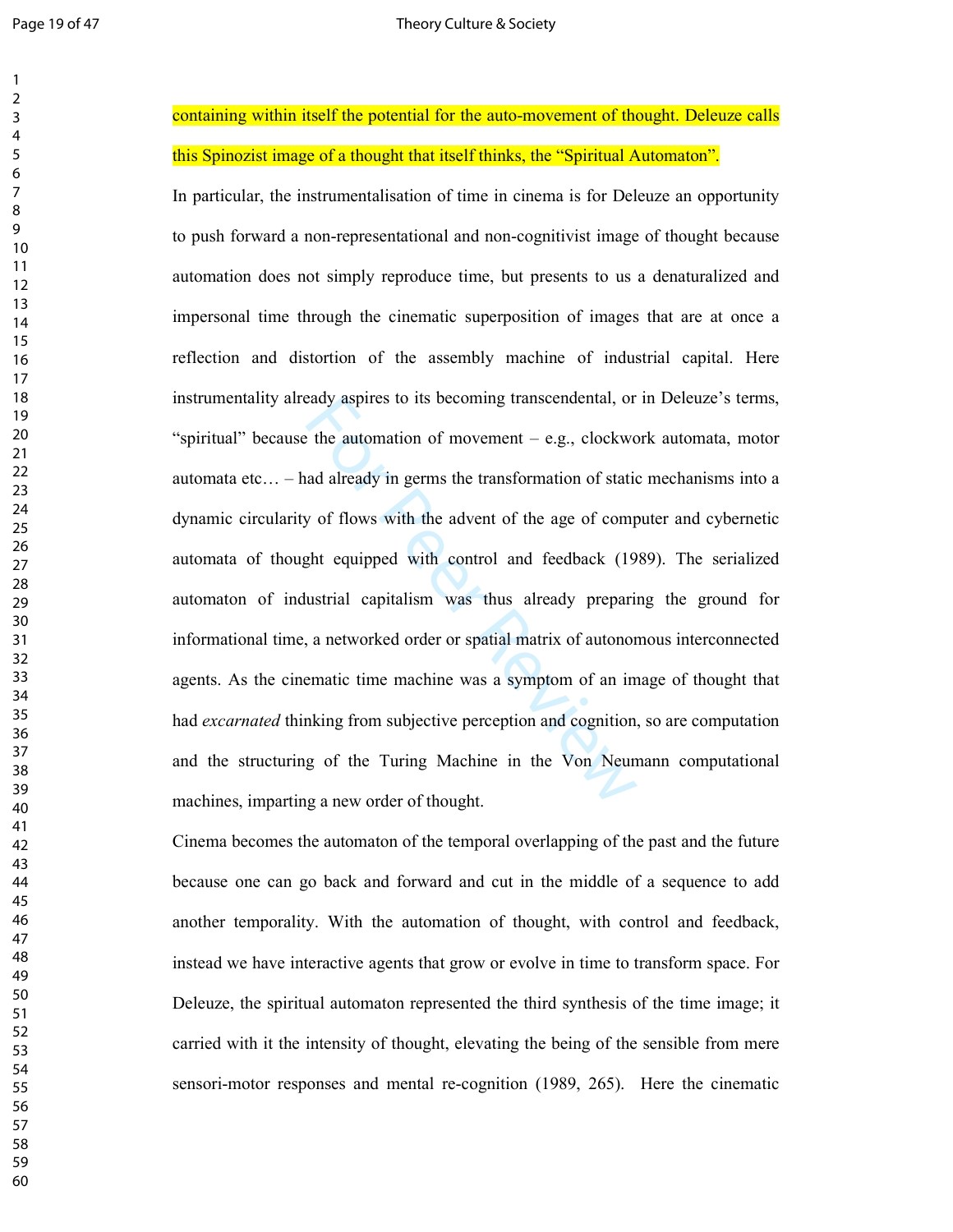containing within itself the potential for the auto-movement of thought. Deleuze calls this Spinozist image of a thought that itself thinks, the "Spiritual Automaton".

In particular, the instrumentalisation of time in cinema is for Deleuze an opportunity to push forward a non-representational and non-cognitivist image of thought because automation does not simply reproduce time, but presents to us a denaturalized and impersonal time through the cinematic superposition of images that are at once a reflection and distortion of the assembly machine of industrial capital. Here instrumentality already aspires to its becoming transcendental, or in Deleuze's terms, "spiritual" because the automation of movement – e.g., clockwork automata, motor automata etc… – had already in germs the transformation of static mechanisms into a dynamic circularity of flows with the advent of the age of computer and cybernetic automata of thought equipped with control and feedback (1989). The serialized automaton of industrial capitalism was thus already preparing the ground for informational time, a networked order or spatial matrix of autonomous interconnected agents. As the cinematic time machine was a symptom of an image of thought that had *excarnated* thinking from subjective perception and cognition, so are computation and the structuring of the Turing Machine in the Von Neumann computational machines, imparting a new order of thought.

Cinema becomes the automaton of the temporal overlapping of the past and the future because one can go back and forward and cut in the middle of a sequence to add another temporality. With the automation of thought, with control and feedback, instead we have interactive agents that grow or evolve in time to transform space. For Deleuze, the spiritual automaton represented the third synthesis of the time image; it carried with it the intensity of thought, elevating the being of the sensible from mere sensori-motor responses and mental re-cognition (1989, 265). Here the cinematic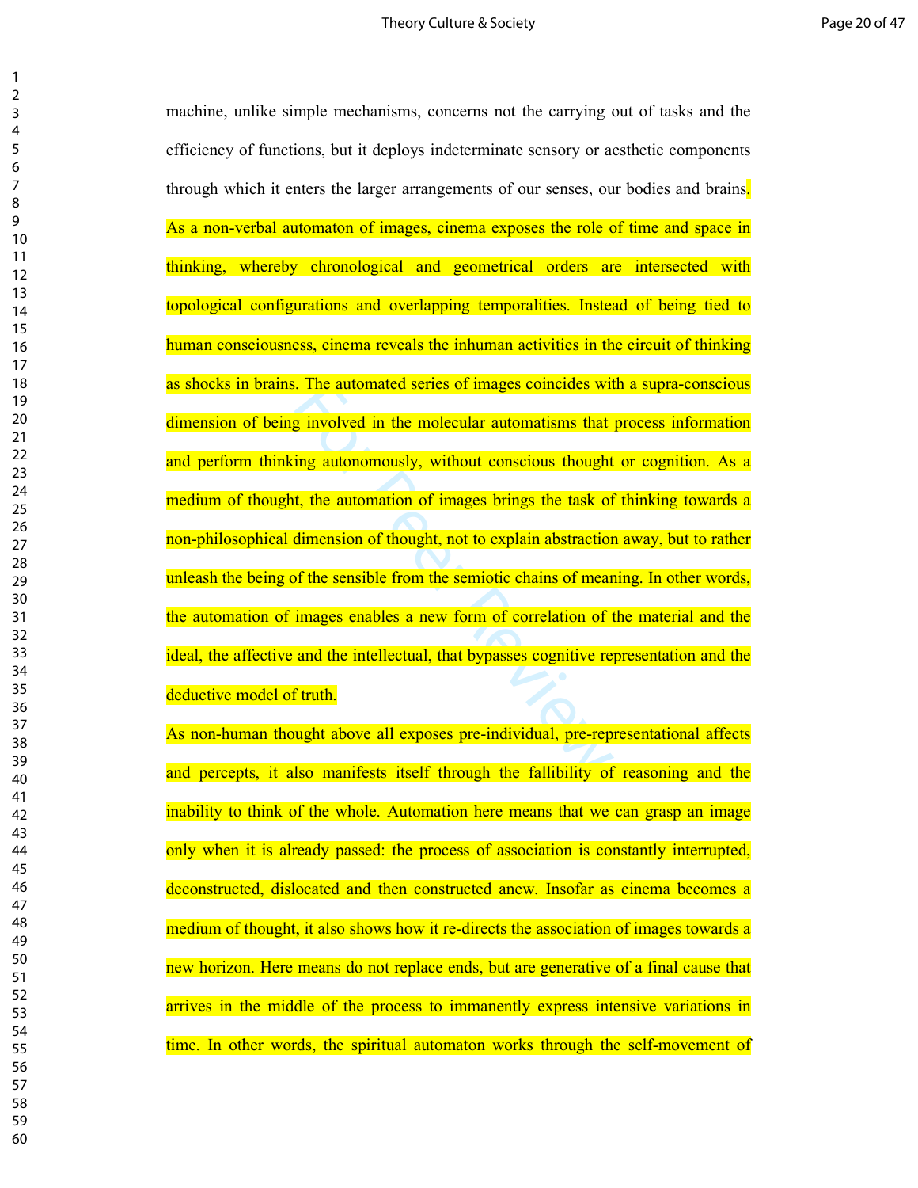machine, unlike simple mechanisms, concerns not the carrying out of tasks and the efficiency of functions, but it deploys indeterminate sensory or aesthetic components through which it enters the larger arrangements of our senses, our bodies and brains. As a non-verbal automaton of images, cinema exposes the role of time and space in thinking, whereby chronological and geometrical orders are intersected with topological configurations and overlapping temporalities. Instead of being tied to human consciousness, cinema reveals the inhuman activities in the circuit of thinking as shocks in brains. The automated series of images coincides with a supra-conscious dimension of being involved in the molecular automatisms that process information and perform thinking autonomously, without conscious thought or cognition. As a medium of thought, the automation of images brings the task of thinking towards a non-philosophical dimension of thought, not to explain abstraction away, but to rather unleash the being of the sensible from the semiotic chains of meaning. In other words, the automation of images enables a new form of correlation of the material and the ideal, the affective and the intellectual, that bypasses cognitive representation and the deductive model of truth.

As non-human thought above all exposes pre-individual, pre-representational affects and percepts, it also manifests itself through the fallibility of reasoning and the inability to think of the whole. Automation here means that we can grasp an image only when it is already passed: the process of association is constantly interrupted, deconstructed, dislocated and then constructed anew. Insofar as cinema becomes a medium of thought, it also shows how it re-directs the association of images towards a new horizon. Here means do not replace ends, but are generative of a final cause that arrives in the middle of the process to immanently express intensive variations in time. In other words, the spiritual automaton works through the self-movement of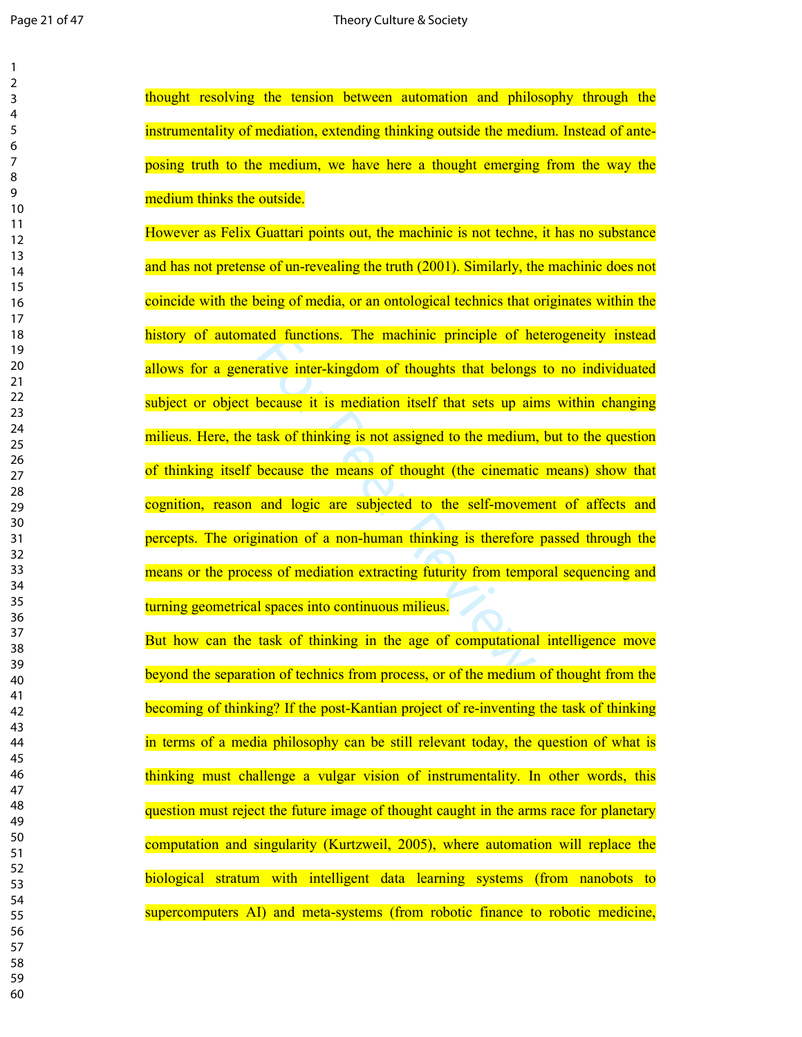thought resolving the tension between automation and philosophy through the instrumentality of mediation, extending thinking outside the medium. Instead of ante-posing truth to the medium, we have here a thought emerging from the way the medium thinks the outside.

However as Felix Guattari points out, the machinic is not techne, it has no substance and has not pretense of un-revealing the truth (2001). Similarly, the machinic does not coincide with the being of media, or an ontological technics that originates within the history of automated functions. The machinic principle of heterogeneity instead allows for a generative inter-kingdom of thoughts that belongs to no individuated subject or object because it is mediation itself that sets up aims within changing milieus. Here, the task of thinking is not assigned to the medium, but to the question of thinking itself because the means of thought (the cinematic means) show that cognition, reason and logic are subjected to the self-movement of affects and percepts. The origination of a non-human thinking is therefore passed through the means or the process of mediation extracting futurity from temporal sequencing and turning geometrical spaces into continuous milieus.

But how can the task of thinking in the age of computational intelligence move beyond the separation of technics from process, or of the medium of thought from the becoming of thinking? If the post-Kantian project of re-inventing the task of thinking in terms of a media philosophy can be still relevant today, the question of what is thinking must challenge a vulgar vision of instrumentality. In other words, this question must reject the future image of thought caught in the arms race for planetary computation and singularity (Kurtzweil, 2005), where automation will replace the biological stratum with intelligent data learning systems (from nanobots to supercomputers AI) and meta-systems (from robotic finance to robotic medicine,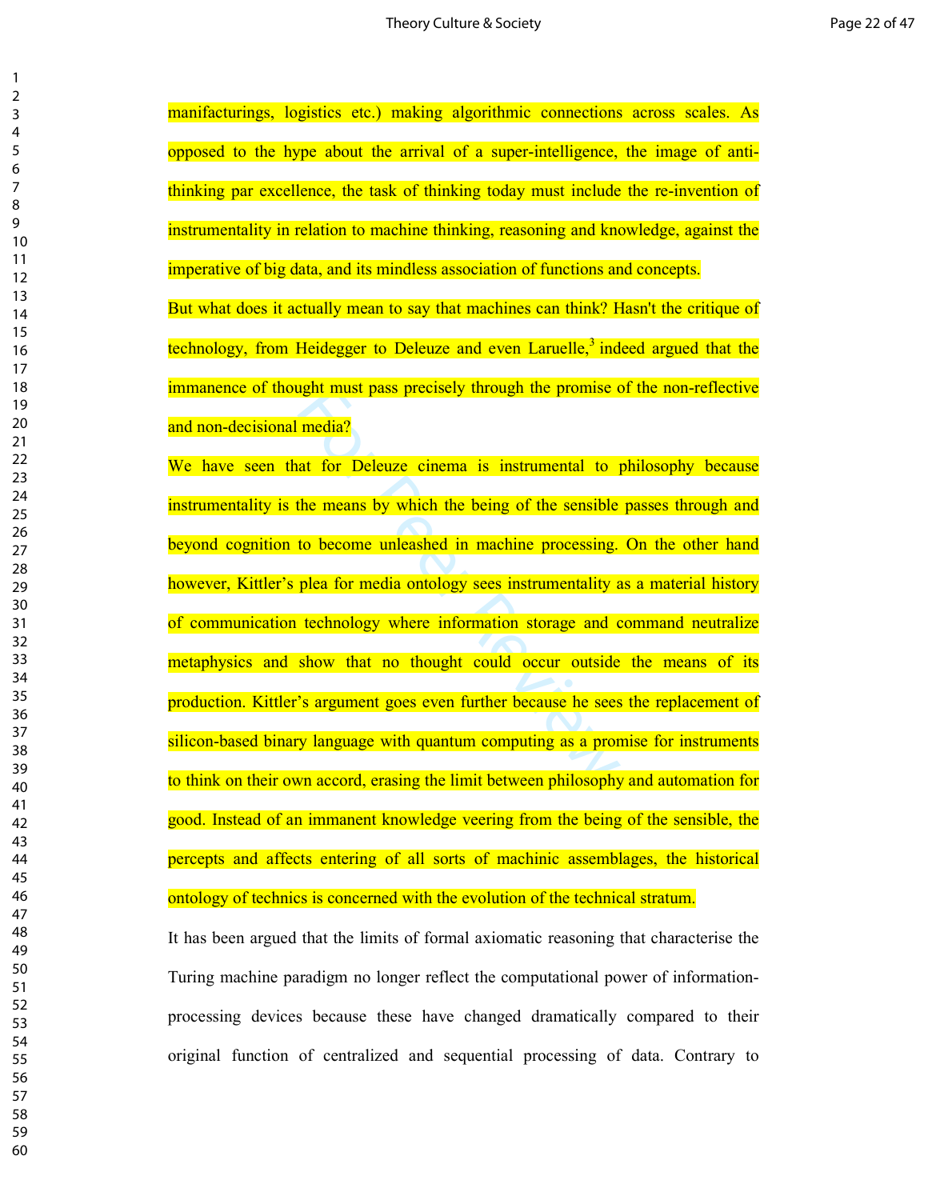manifacturings, logistics etc.) making algorithmic connections across scales. As opposed to the hype about the arrival of a super-intelligence, the image of anti-thinking par excellence, the task of thinking today must include the re-invention of instrumentality in relation to machine thinking, reasoning and knowledge, against the imperative of big data, and its mindless association of functions and concepts.

But what does it actually mean to say that machines can think? Hasn't the critique of technology, from Heidegger to Deleuze and even Laruelle,[3] indeed argued that the immanence of thought must pass precisely through the promise of the non-reflective and non-decisional media?

We have seen that for Deleuze cinema is instrumental to philosophy because instrumentality is the means by which the being of the sensible passes through and beyond cognition to become unleashed in machine processing. On the other hand however, Kittler's plea for media ontology sees instrumentality as a material history of communication technology where information storage and command neutralize metaphysics and show that no thought could occur outside the means of its production. Kittler's argument goes even further because he sees the replacement of silicon-based binary language with quantum computing as a promise for instruments to think on their own accord, erasing the limit between philosophy and automation for good. Instead of an immanent knowledge veering from the being of the sensible, the percepts and affects entering of all sorts of machinic assemblages, the historical ontology of technics is concerned with the evolution of the technical stratum.

It has been argued that the limits of formal axiomatic reasoning that characterise the Turing machine paradigm no longer reflect the computational power of information-processing devices because these have changed dramatically compared to their original function of centralized and sequential processing of data. Contrary to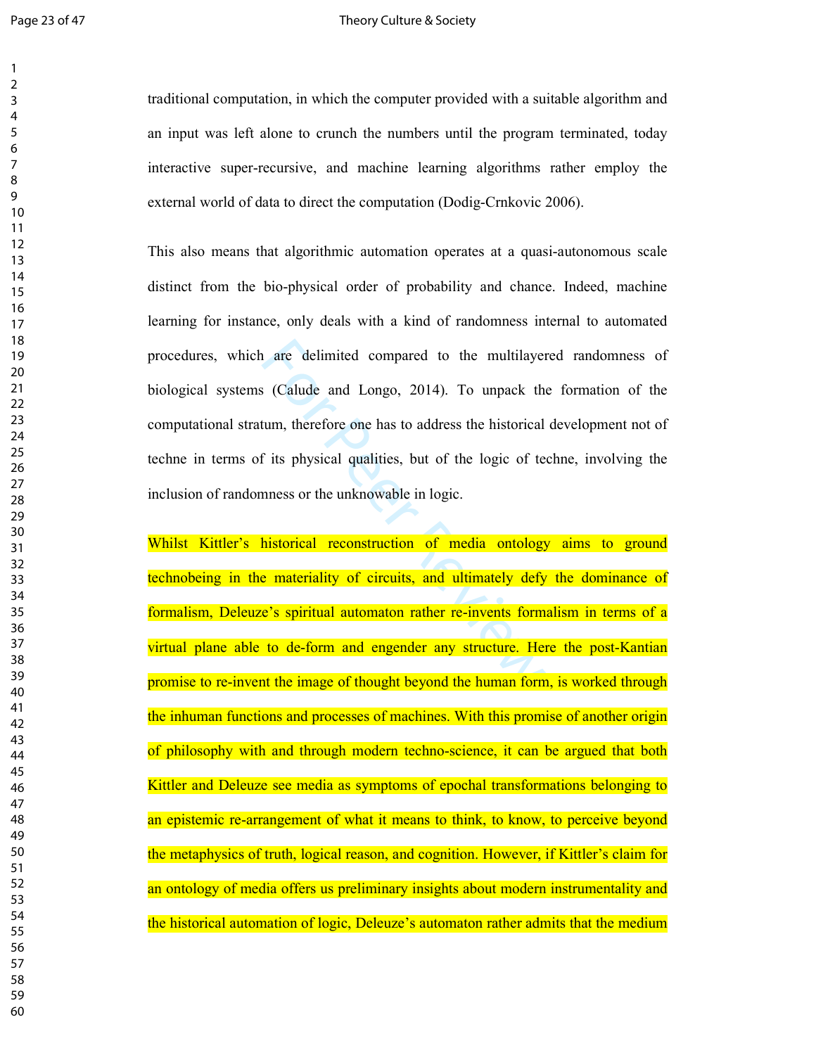traditional computation, in which the computer provided with a suitable algorithm and an input was left alone to crunch the numbers until the program terminated, today interactive super-recursive, and machine learning algorithms rather employ the external world of data to direct the computation (Dodig-Crnkovic 2006).

This also means that algorithmic automation operates at a quasi-autonomous scale distinct from the bio-physical order of probability and chance. Indeed, machine learning for instance, only deals with a kind of randomness internal to automated procedures, which are delimited compared to the multilayered randomness of biological systems (Calude and Longo, 2014). To unpack the formation of the computational stratum, therefore one has to address the historical development not of techne in terms of its physical qualities, but of the logic of techne, involving the inclusion of randomness or the unknowable in logic.

Whilst Kittler's historical reconstruction of media ontology aims to ground technobeing in the materiality of circuits, and ultimately defy the dominance of formalism, Deleuze's spiritual automaton rather re-invents formalism in terms of a virtual plane able to de-form and engender any structure. Here the post-Kantian promise to re-invent the image of thought beyond the human form, is worked through the inhuman functions and processes of machines. With this promise of another origin of philosophy with and through modern techno-science, it can be argued that both Kittler and Deleuze see media as symptoms of epochal transformations belonging to an epistemic re-arrangement of what it means to think, to know, to perceive beyond the metaphysics of truth, logical reason, and cognition. However, if Kittler's claim for an ontology of media offers us preliminary insights about modern instrumentality and the historical automation of logic, Deleuze's automaton rather admits that the medium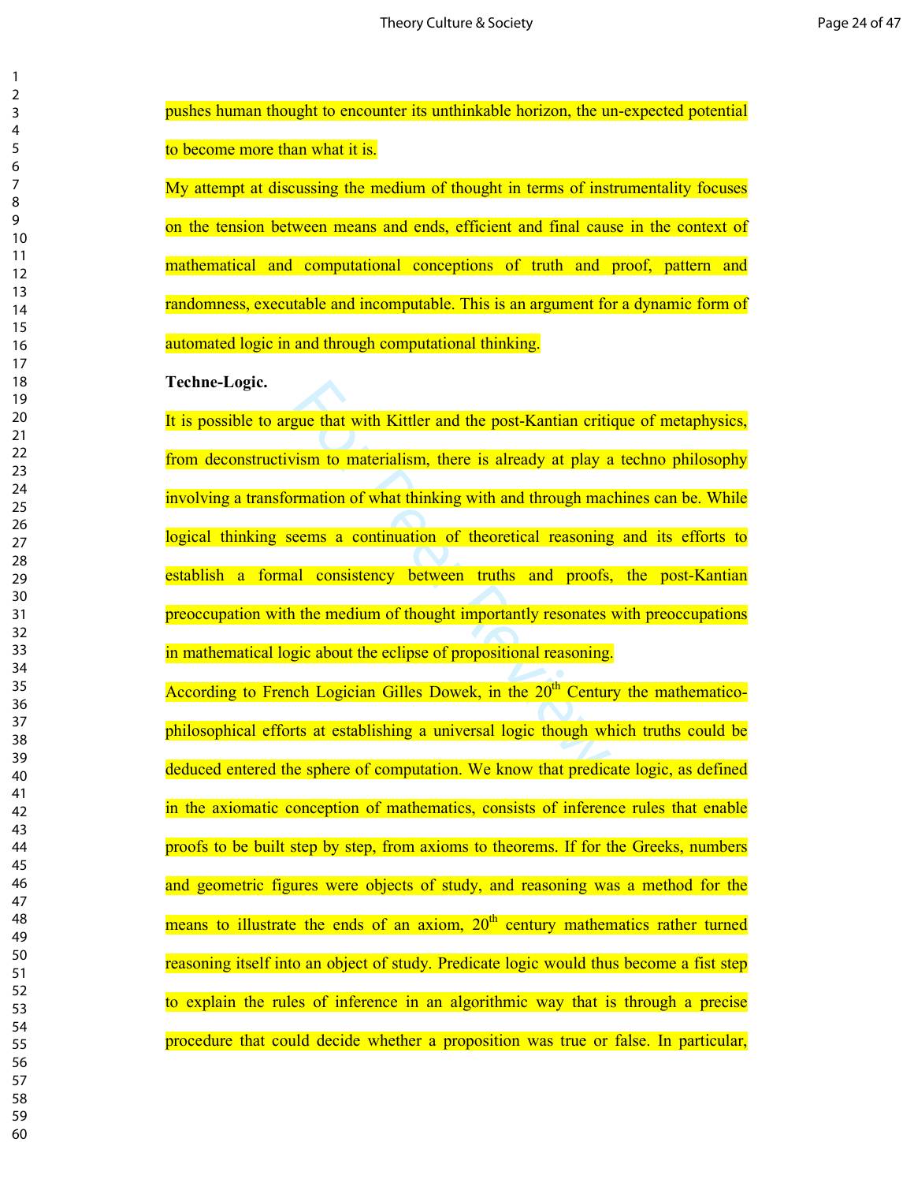pushes human thought to encounter its unthinkable horizon, the un-expected potential to become more than what it is.

My attempt at discussing the medium of thought in terms of instrumentality focuses on the tension between means and ends, efficient and final cause in the context of mathematical and computational conceptions of truth and proof, pattern and randomness, executable and incomputable. This is an argument for a dynamic form of automated logic in and through computational thinking.

**Techne-Logic.**

It is possible to argue that with Kittler and the post-Kantian critique of metaphysics, from deconstructivism to materialism, there is already at play a techno philosophy involving a transformation of what thinking with and through machines can be. While logical thinking seems a continuation of theoretical reasoning and its efforts to establish a formal consistency between truths and proofs, the post-Kantian preoccupation with the medium of thought importantly resonates with preoccupations in mathematical logic about the eclipse of propositional reasoning.

According to French Logician Gilles Dowek, in the 20th Century the mathematico-philosophical efforts at establishing a universal logic though which truths could be deduced entered the sphere of computation. We know that predicate logic, as defined in the axiomatic conception of mathematics, consists of inference rules that enable proofs to be built step by step, from axioms to theorems. If for the Greeks, numbers and geometric figures were objects of study, and reasoning was a method for the means to illustrate the ends of an axiom, 20th century mathematics rather turned reasoning itself into an object of study. Predicate logic would thus become a fist step to explain the rules of inference in an algorithmic way that is through a precise procedure that could decide whether a proposition was true or false. In particular,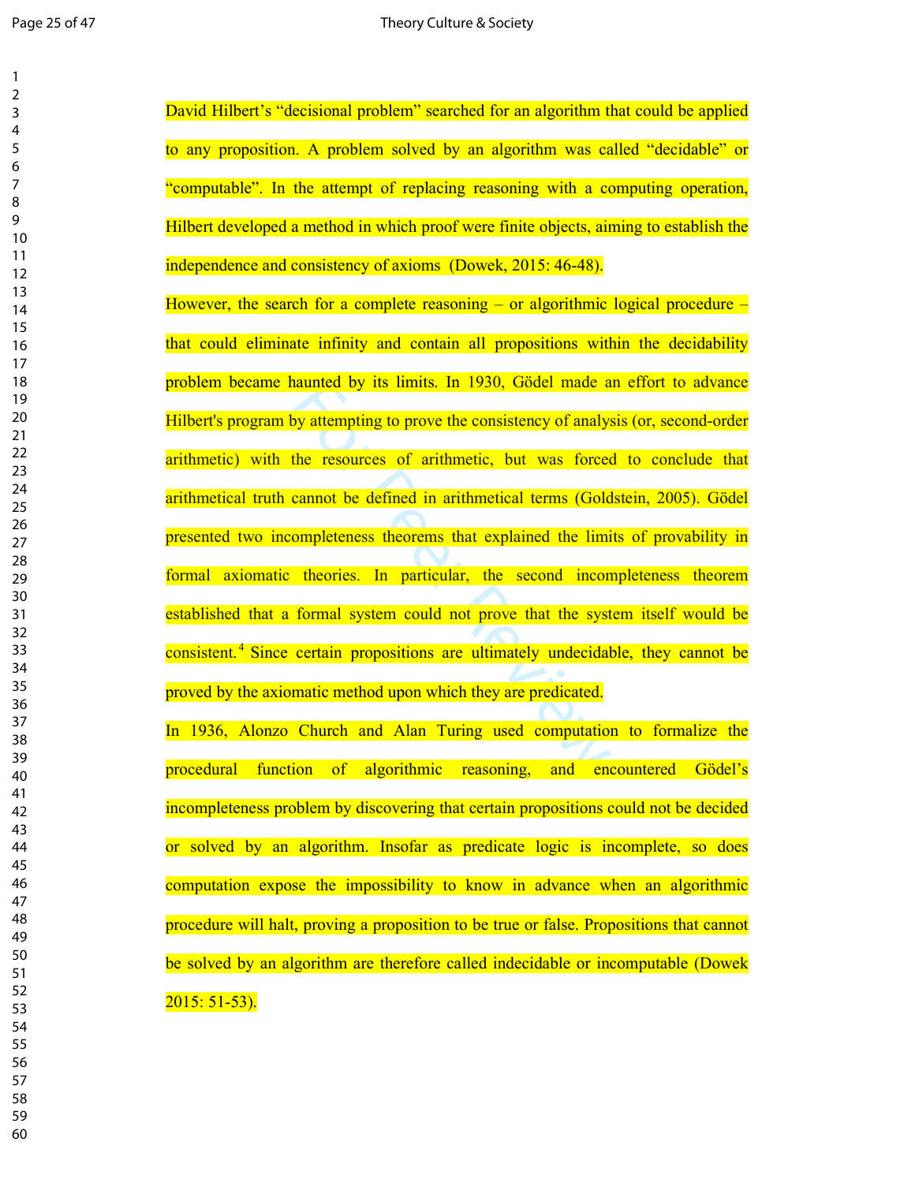David Hilbert's "decisional problem" searched for an algorithm that could be applied to any proposition. A problem solved by an algorithm was called "decidable" or "computable". In the attempt of replacing reasoning with a computing operation, Hilbert developed a method in which proof were finite objects, aiming to establish the independence and consistency of axioms (Dowek, 2015: 46-48).

However, the search for a complete reasoning – or algorithmic logical procedure – that could eliminate infinity and contain all propositions within the decidability problem became haunted by its limits. In 1930, Gödel made an effort to advance Hilbert's program by attempting to prove the consistency of analysis (or, second-order arithmetic) with the resources of arithmetic, but was forced to conclude that arithmetical truth cannot be defined in arithmetical terms (Goldstein, 2005). Gödel presented two incompleteness theorems that explained the limits of provability in formal axiomatic theories. In particular, the second incompleteness theorem established that a formal system could not prove that the system itself would be consistent.[4] Since certain propositions are ultimately undecidable, they cannot be proved by the axiomatic method upon which they are predicated.

In 1936, Alonzo Church and Alan Turing used computation to formalize the procedural function of algorithmic reasoning, and encountered Gödel's incompleteness problem by discovering that certain propositions could not be decided or solved by an algorithm. Insofar as predicate logic is incomplete, so does computation expose the impossibility to know in advance when an algorithmic procedure will halt, proving a proposition to be true or false. Propositions that cannot be solved by an algorithm are therefore called indecidable or incomputable (Dowek 2015: 51-53).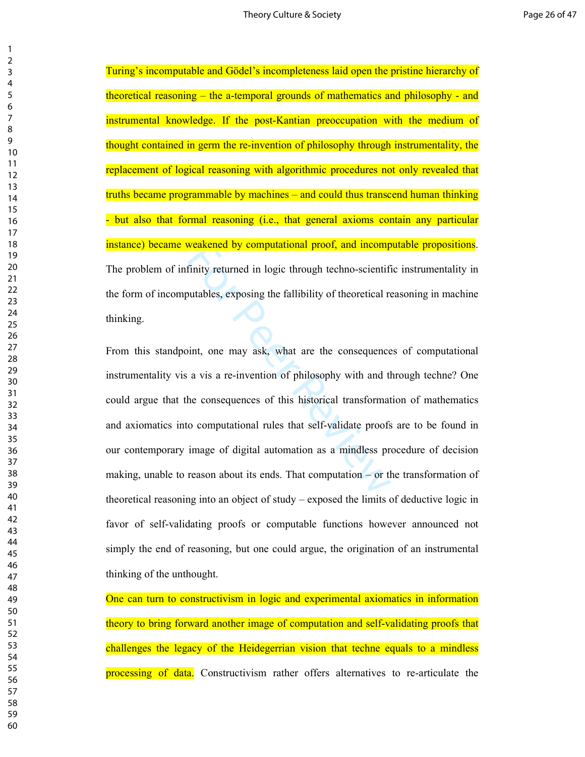Turing's incomputable and Gödel's incompleteness laid open the pristine hierarchy of theoretical reasoning – the a-temporal grounds of mathematics and philosophy - and instrumental knowledge. If the post-Kantian preoccupation with the medium of thought contained in germ the re-invention of philosophy through instrumentality, the replacement of logical reasoning with algorithmic procedures not only revealed that truths became programmable by machines – and could thus transcend human thinking - but also that formal reasoning (i.e., that general axioms contain any particular instance) became weakened by computational proof, and incomputable propositions. The problem of infinity returned in logic through techno-scientific instrumentality in the form of incomputables, exposing the fallibility of theoretical reasoning in machine thinking.

From this standpoint, one may ask, what are the consequences of computational instrumentality vis a vis a re-invention of philosophy with and through techne? One could argue that the consequences of this historical transformation of mathematics and axiomatics into computational rules that self-validate proofs are to be found in our contemporary image of digital automation as a mindless procedure of decision making, unable to reason about its ends. That computation – or the transformation of theoretical reasoning into an object of study – exposed the limits of deductive logic in favor of self-validating proofs or computable functions however announced not simply the end of reasoning, but one could argue, the origination of an instrumental thinking of the unthought.

One can turn to constructivism in logic and experimental axiomatics in information theory to bring forward another image of computation and self-validating proofs that challenges the legacy of the Heidegerrian vision that techne equals to a mindless processing of data. Constructivism rather offers alternatives to re-articulate the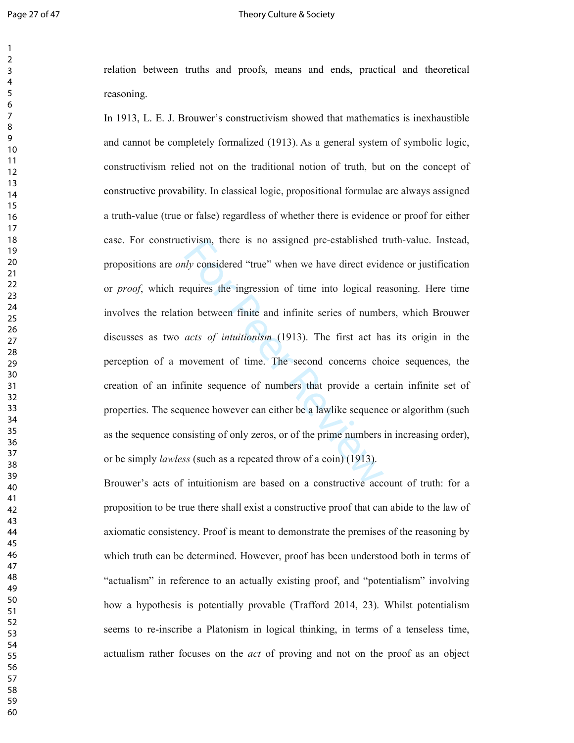relation between truths and proofs, means and ends, practical and theoretical reasoning.

In 1913, L. E. J. Brouwer's constructivism showed that mathematics is inexhaustible and cannot be completely formalized (1913). As a general system of symbolic logic, constructivism relied not on the traditional notion of truth, but on the concept of constructive provability. In classical logic, propositional formulae are always assigned a truth-value (true or false) regardless of whether there is evidence or proof for either case. For constructivism, there is no assigned pre-established truth-value. Instead, propositions are *only* considered "true" when we have direct evidence or justification or *proof*, which requires the ingression of time into logical reasoning. Here time involves the relation between finite and infinite series of numbers, which Brouwer discusses as two *acts of intuitionism* (1913). The first act has its origin in the perception of a movement of time. The second concerns choice sequences, the creation of an infinite sequence of numbers that provide a certain infinite set of properties. The sequence however can either be a lawlike sequence or algorithm (such as the sequence consisting of only zeros, or of the prime numbers in increasing order), or be simply *lawless* (such as a repeated throw of a coin) (1913).

Brouwer's acts of intuitionism are based on a constructive account of truth: for a proposition to be true there shall exist a constructive proof that can abide to the law of axiomatic consistency. Proof is meant to demonstrate the premises of the reasoning by which truth can be determined. However, proof has been understood both in terms of "actualism" in reference to an actually existing proof, and "potentialism" involving how a hypothesis is potentially provable (Trafford 2014, 23). Whilst potentialism seems to re-inscribe a Platonism in logical thinking, in terms of a tenseless time, actualism rather focuses on the *act* of proving and not on the proof as an object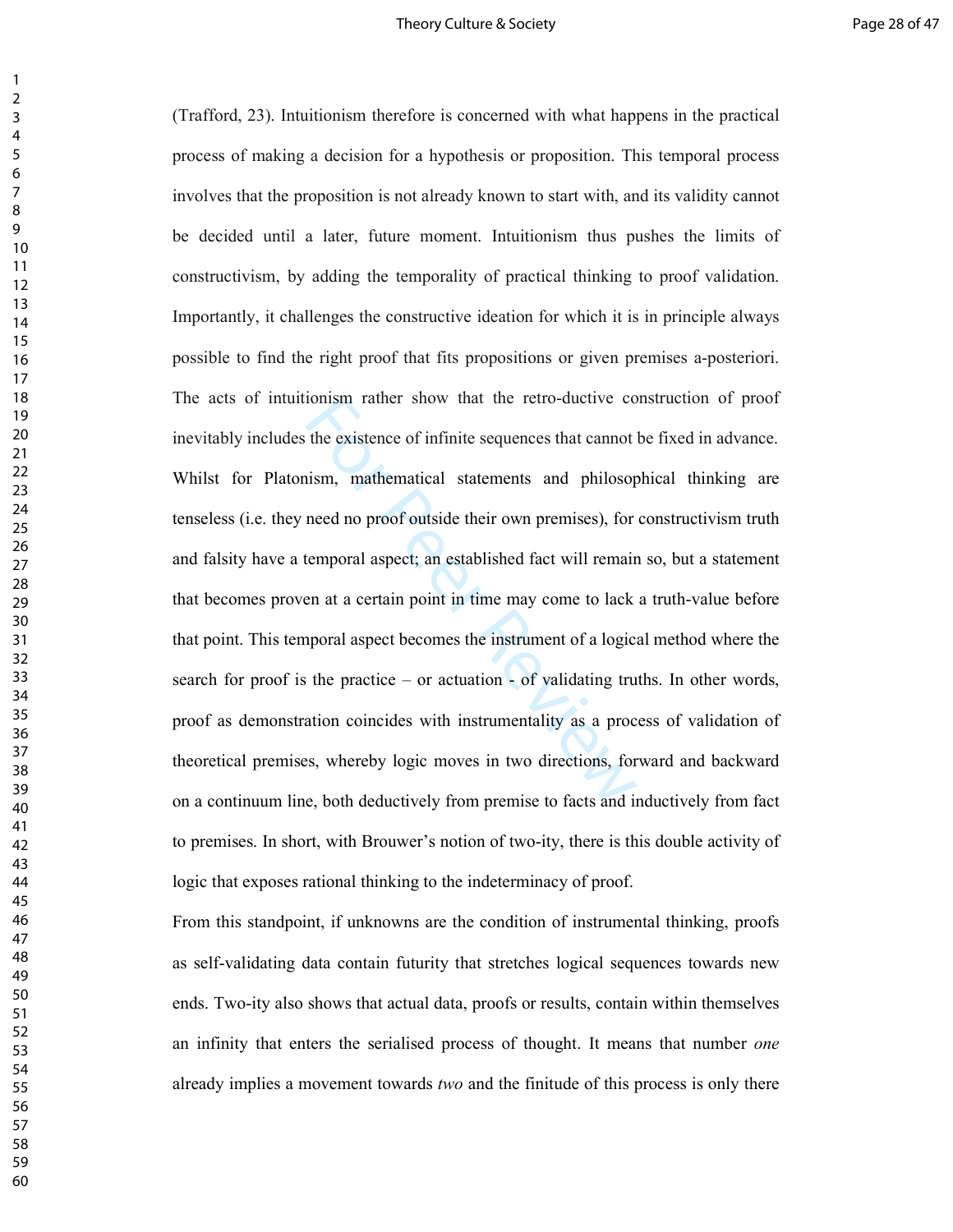(Trafford, 23). Intuitionism therefore is concerned with what happens in the practical process of making a decision for a hypothesis or proposition. This temporal process involves that the proposition is not already known to start with, and its validity cannot be decided until a later, future moment. Intuitionism thus pushes the limits of constructivism, by adding the temporality of practical thinking to proof validation. Importantly, it challenges the constructive ideation for which it is in principle always possible to find the right proof that fits propositions or given premises a-posteriori. The acts of intuitionism rather show that the retro-ductive construction of proof inevitably includes the existence of infinite sequences that cannot be fixed in advance. Whilst for Platonism, mathematical statements and philosophical thinking are tenseless (i.e. they need no proof outside their own premises), for constructivism truth and falsity have a temporal aspect; an established fact will remain so, but a statement that becomes proven at a certain point in time may come to lack a truth-value before that point. This temporal aspect becomes the instrument of a logical method where the search for proof is the practice – or actuation - of validating truths. In other words, proof as demonstration coincides with instrumentality as a process of validation of theoretical premises, whereby logic moves in two directions, forward and backward on a continuum line, both deductively from premise to facts and inductively from fact to premises. In short, with Brouwer's notion of two-ity, there is this double activity of logic that exposes rational thinking to the indeterminacy of proof.

From this standpoint, if unknowns are the condition of instrumental thinking, proofs as self-validating data contain futurity that stretches logical sequences towards new ends. Two-ity also shows that actual data, proofs or results, contain within themselves an infinity that enters the serialised process of thought. It means that number *one* already implies a movement towards *two* and the finitude of this process is only there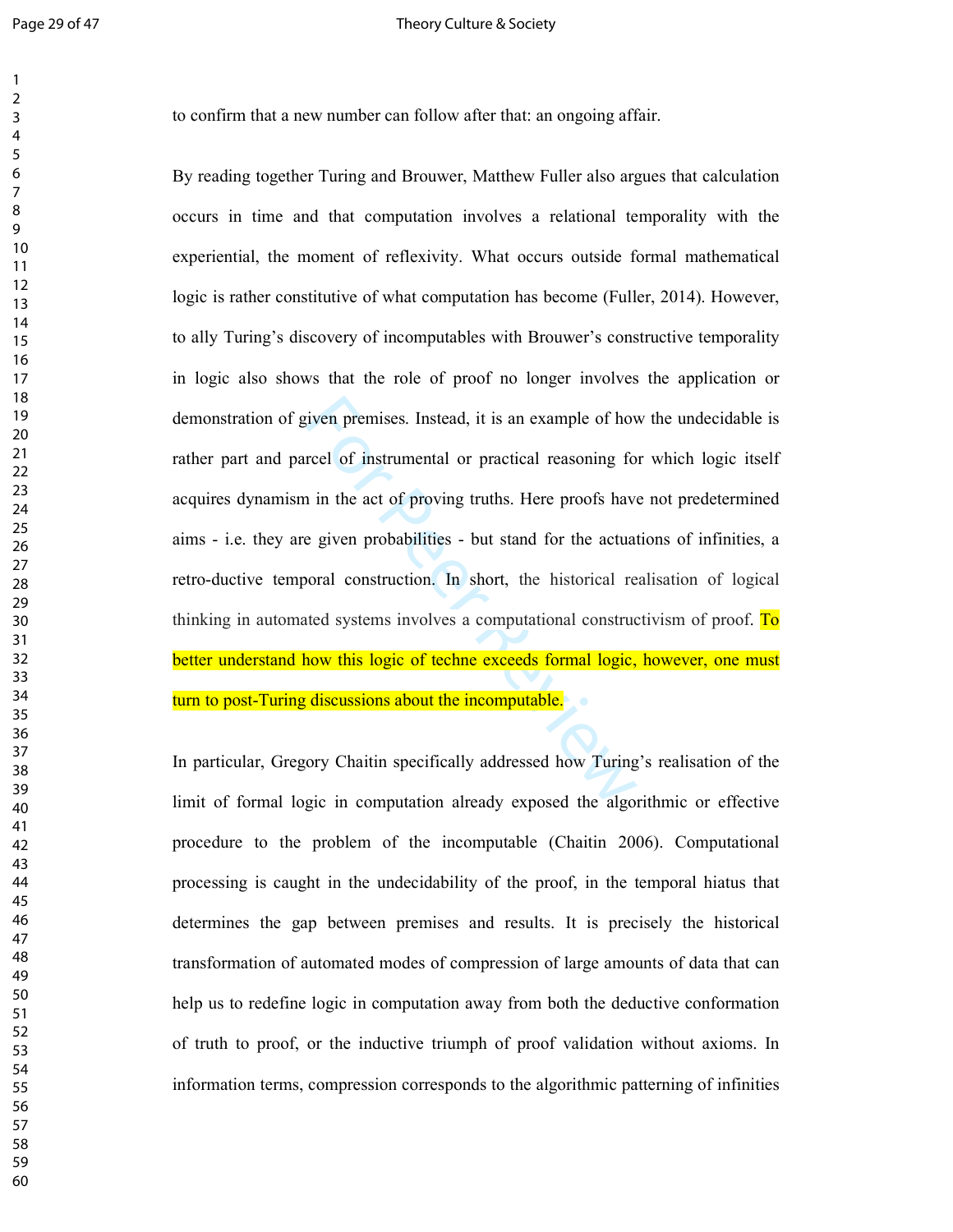to confirm that a new number can follow after that: an ongoing affair.

By reading together Turing and Brouwer, Matthew Fuller also argues that calculation occurs in time and that computation involves a relational temporality with the experiential, the moment of reflexivity. What occurs outside formal mathematical logic is rather constitutive of what computation has become (Fuller, 2014). However, to ally Turing's discovery of incomputables with Brouwer's constructive temporality in logic also shows that the role of proof no longer involves the application or demonstration of given premises. Instead, it is an example of how the undecidable is rather part and parcel of instrumental or practical reasoning for which logic itself acquires dynamism in the act of proving truths. Here proofs have not predetermined aims - i.e. they are given probabilities - but stand for the actuations of infinities, a retro-ductive temporal construction. In short, the historical realisation of logical thinking in automated systems involves a computational constructivism of proof. To better understand how this logic of techne exceeds formal logic, however, one must turn to post-Turing discussions about the incomputable.

In particular, Gregory Chaitin specifically addressed how Turing's realisation of the limit of formal logic in computation already exposed the algorithmic or effective procedure to the problem of the incomputable (Chaitin 2006). Computational processing is caught in the undecidability of the proof, in the temporal hiatus that determines the gap between premises and results. It is precisely the historical transformation of automated modes of compression of large amounts of data that can help us to redefine logic in computation away from both the deductive conformation of truth to proof, or the inductive triumph of proof validation without axioms. In information terms, compression corresponds to the algorithmic patterning of infinities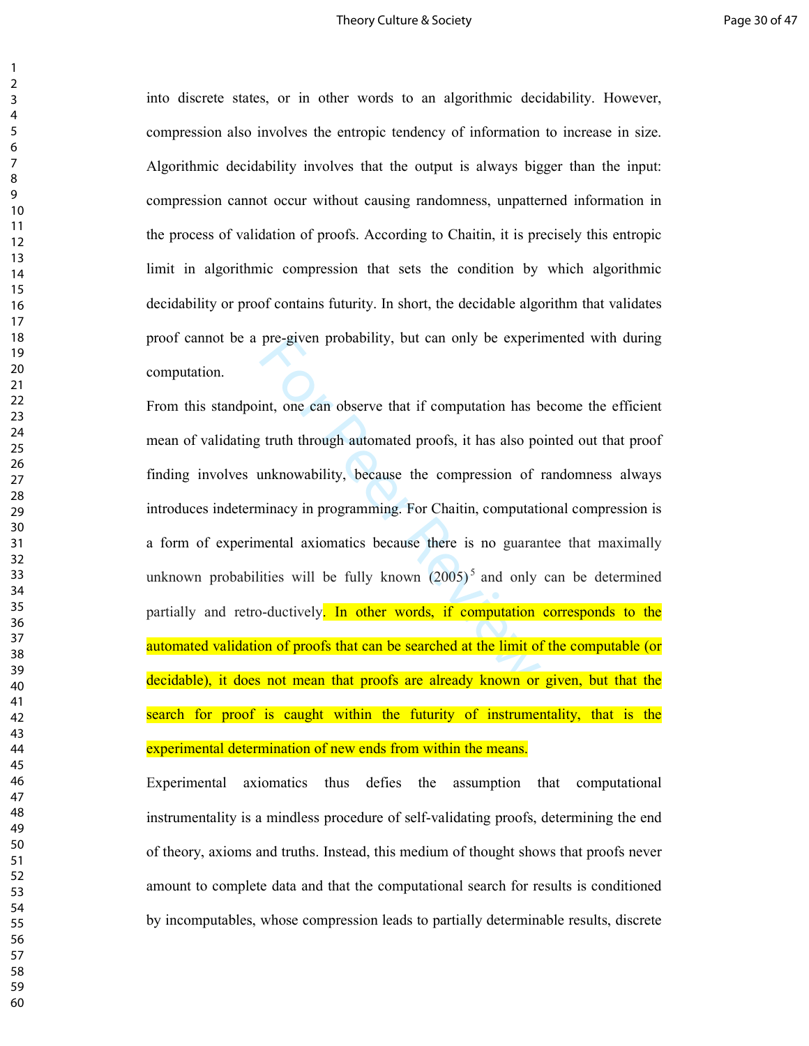into discrete states, or in other words to an algorithmic decidability. However, compression also involves the entropic tendency of information to increase in size. Algorithmic decidability involves that the output is always bigger than the input: compression cannot occur without causing randomness, unpatterned information in the process of validation of proofs. According to Chaitin, it is precisely this entropic limit in algorithmic compression that sets the condition by which algorithmic decidability or proof contains futurity. In short, the decidable algorithm that validates proof cannot be a pre-given probability, but can only be experimented with during computation.

From this standpoint, one can observe that if computation has become the efficient mean of validating truth through automated proofs, it has also pointed out that proof finding involves unknowability, because the compression of randomness always introduces indeterminacy in programming. For Chaitin, computational compression is a form of experimental axiomatics because there is no guarantee that maximally unknown probabilities will be fully known (2005)[5] and only can be determined partially and retro-ductively. In other words, if computation corresponds to the automated validation of proofs that can be searched at the limit of the computable (or decidable), it does not mean that proofs are already known or given, but that the search for proof is caught within the futurity of instrumentality, that is the experimental determination of new ends from within the means.

Experimental axiomatics thus defies the assumption that computational instrumentality is a mindless procedure of self-validating proofs, determining the end of theory, axioms and truths. Instead, this medium of thought shows that proofs never amount to complete data and that the computational search for results is conditioned by incomputables, whose compression leads to partially determinable results, discrete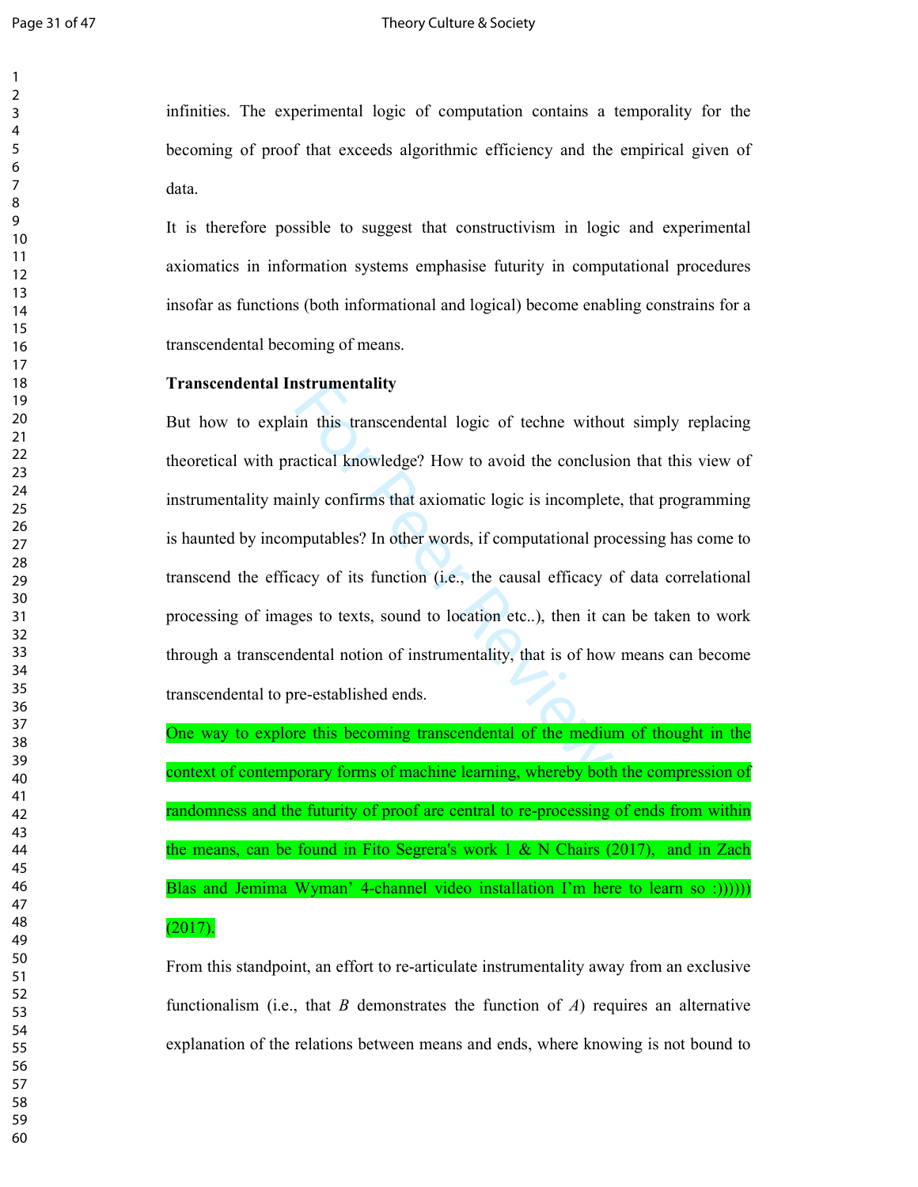infinities. The experimental logic of computation contains a temporality for the becoming of proof that exceeds algorithmic efficiency and the empirical given of data.

It is therefore possible to suggest that constructivism in logic and experimental axiomatics in information systems emphasise futurity in computational procedures insofar as functions (both informational and logical) become enabling constrains for a transcendental becoming of means.

**Transcendental Instrumentality**

But how to explain this transcendental logic of techne without simply replacing theoretical with practical knowledge? How to avoid the conclusion that this view of instrumentality mainly confirms that axiomatic logic is incomplete, that programming is haunted by incomputables? In other words, if computational processing has come to transcend the efficacy of its function (i.e., the causal efficacy of data correlational processing of images to texts, sound to location etc..), then it can be taken to work through a transcendental notion of instrumentality, that is of how means can become transcendental to pre-established ends.

One way to explore this becoming transcendental of the medium of thought in the context of contemporary forms of machine learning, whereby both the compression of randomness and the futurity of proof are central to re-processing of ends from within the means, can be found in Fito Segrera's work 1 & N Chairs (2017), and in Zach Blas and Jemima Wyman' 4-channel video installation I'm here to learn so :)))))) (2017).

From this standpoint, an effort to re-articulate instrumentality away from an exclusive functionalism (i.e., that *B* demonstrates the function of *A*) requires an alternative explanation of the relations between means and ends, where knowing is not bound to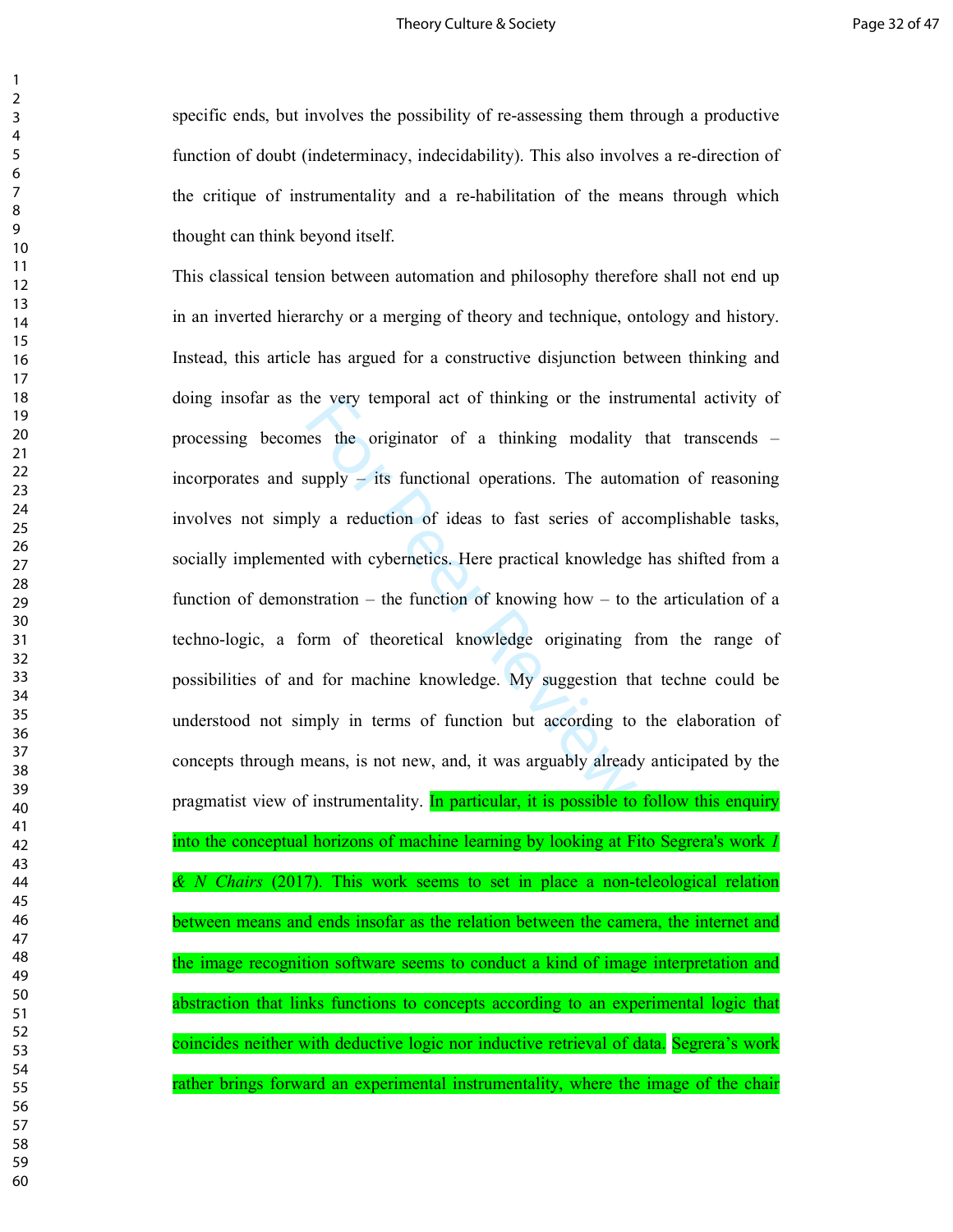specific ends, but involves the possibility of re-assessing them through a productive function of doubt (indeterminacy, indecidability). This also involves a re-direction of the critique of instrumentality and a re-habilitation of the means through which thought can think beyond itself.

This classical tension between automation and philosophy therefore shall not end up in an inverted hierarchy or a merging of theory and technique, ontology and history. Instead, this article has argued for a constructive disjunction between thinking and doing insofar as the very temporal act of thinking or the instrumental activity of processing becomes the originator of a thinking modality that transcends – incorporates and supply – its functional operations. The automation of reasoning involves not simply a reduction of ideas to fast series of accomplishable tasks, socially implemented with cybernetics. Here practical knowledge has shifted from a function of demonstration – the function of knowing how – to the articulation of a techno-logic, a form of theoretical knowledge originating from the range of possibilities of and for machine knowledge. My suggestion that techne could be understood not simply in terms of function but according to the elaboration of concepts through means, is not new, and, it was arguably already anticipated by the pragmatist view of instrumentality. In particular, it is possible to follow this enquiry into the conceptual horizons of machine learning by looking at Fito Segrera's work *1 & N Chairs* (2017). This work seems to set in place a non-teleological relation between means and ends insofar as the relation between the camera, the internet and the image recognition software seems to conduct a kind of image interpretation and abstraction that links functions to concepts according to an experimental logic that coincides neither with deductive logic nor inductive retrieval of data. Segrera's work rather brings forward an experimental instrumentality, where the image of the chair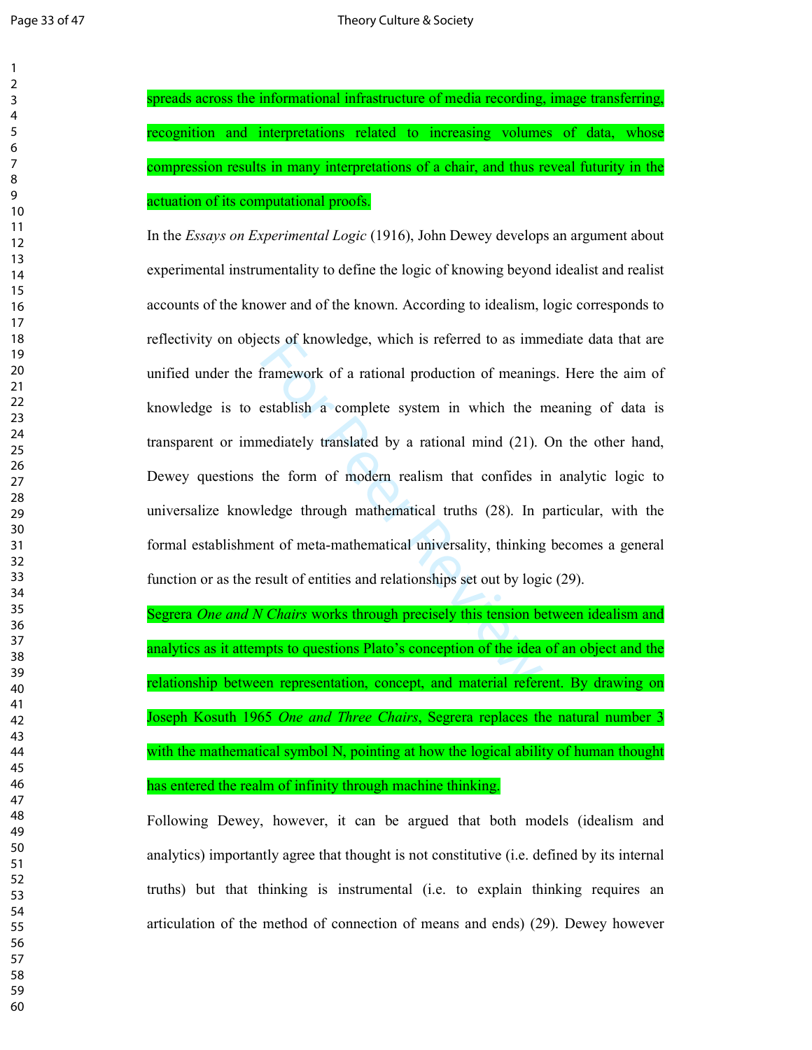spreads across the informational infrastructure of media recording, image transferring, recognition and interpretations related to increasing volumes of data, whose compression results in many interpretations of a chair, and thus reveal futurity in the actuation of its computational proofs.

In the *Essays on Experimental Logic* (1916), John Dewey develops an argument about experimental instrumentality to define the logic of knowing beyond idealist and realist accounts of the knower and of the known. According to idealism, logic corresponds to reflectivity on objects of knowledge, which is referred to as immediate data that are unified under the framework of a rational production of meanings. Here the aim of knowledge is to establish a complete system in which the meaning of data is transparent or immediately translated by a rational mind (21). On the other hand, Dewey questions the form of modern realism that confides in analytic logic to universalize knowledge through mathematical truths (28). In particular, with the formal establishment of meta-mathematical universality, thinking becomes a general function or as the result of entities and relationships set out by logic (29).

Segrera *One and N Chairs* works through precisely this tension between idealism and analytics as it attempts to questions Plato's conception of the idea of an object and the relationship between representation, concept, and material referent. By drawing on Joseph Kosuth 1965 *One and Three Chairs*, Segrera replaces the natural number 3 with the mathematical symbol N, pointing at how the logical ability of human thought has entered the realm of infinity through machine thinking.

Following Dewey, however, it can be argued that both models (idealism and analytics) importantly agree that thought is not constitutive (i.e. defined by its internal truths) but that thinking is instrumental (i.e. to explain thinking requires an articulation of the method of connection of means and ends) (29). Dewey however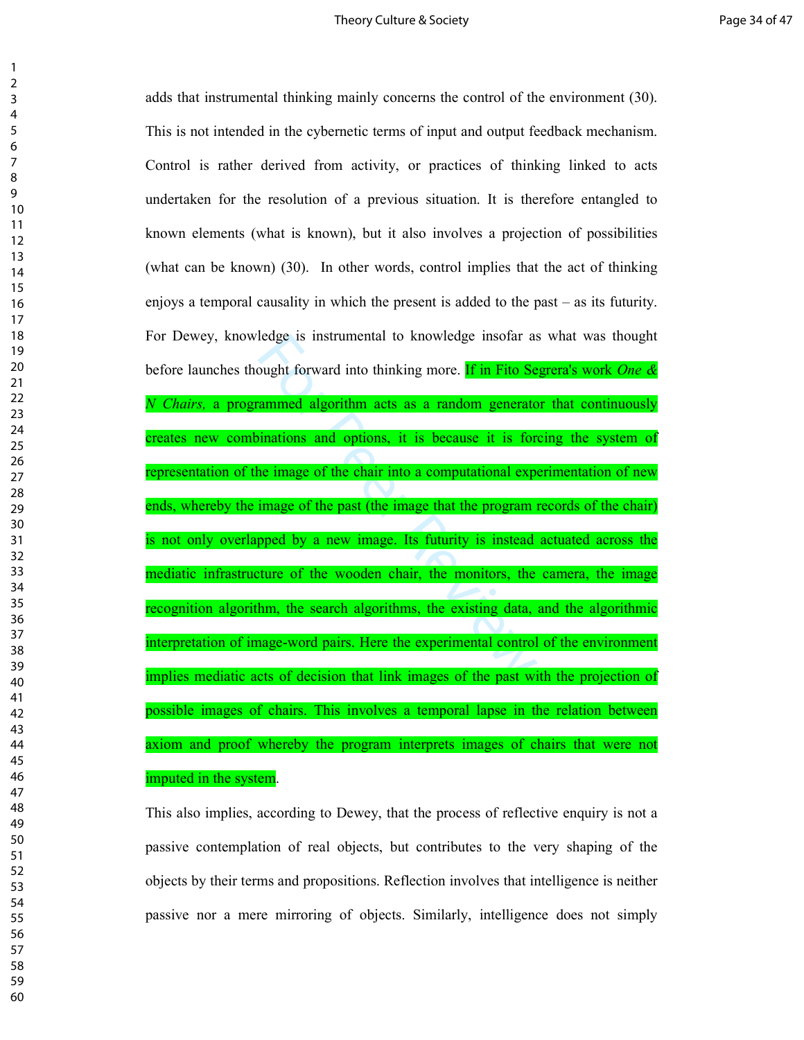adds that instrumental thinking mainly concerns the control of the environment (30). This is not intended in the cybernetic terms of input and output feedback mechanism. Control is rather derived from activity, or practices of thinking linked to acts undertaken for the resolution of a previous situation. It is therefore entangled to known elements (what is known), but it also involves a projection of possibilities (what can be known) (30). In other words, control implies that the act of thinking enjoys a temporal causality in which the present is added to the past – as its futurity. For Dewey, knowledge is instrumental to knowledge insofar as what was thought before launches thought forward into thinking more. If in Fito Segrera's work *One & N Chairs,* a programmed algorithm acts as a random generator that continuously creates new combinations and options, it is because it is forcing the system of representation of the image of the chair into a computational experimentation of new ends, whereby the image of the past (the image that the program records of the chair) is not only overlapped by a new image. Its futurity is instead actuated across the mediatic infrastructure of the wooden chair, the monitors, the camera, the image recognition algorithm, the search algorithms, the existing data, and the algorithmic interpretation of image-word pairs. Here the experimental control of the environment implies mediatic acts of decision that link images of the past with the projection of possible images of chairs. This involves a temporal lapse in the relation between axiom and proof whereby the program interprets images of chairs that were not imputed in the system.

This also implies, according to Dewey, that the process of reflective enquiry is not a passive contemplation of real objects, but contributes to the very shaping of the objects by their terms and propositions. Reflection involves that intelligence is neither passive nor a mere mirroring of objects. Similarly, intelligence does not simply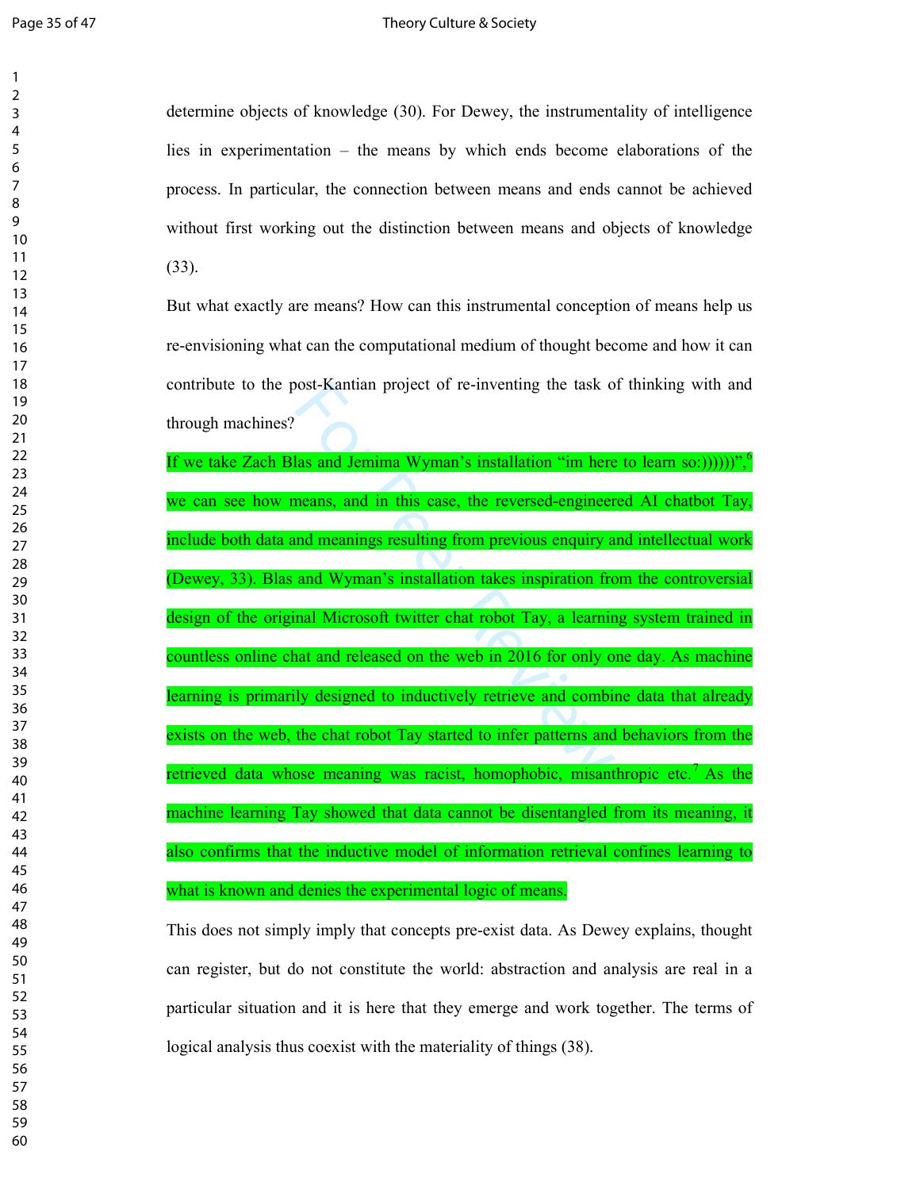determine objects of knowledge (30). For Dewey, the instrumentality of intelligence lies in experimentation – the means by which ends become elaborations of the process. In particular, the connection between means and ends cannot be achieved without first working out the distinction between means and objects of knowledge (33).

But what exactly are means? How can this instrumental conception of means help us re-envisioning what can the computational medium of thought become and how it can contribute to the post-Kantian project of re-inventing the task of thinking with and through machines?

If we take Zach Blas and Jemima Wyman's installation "im here to learn so:))))))",[6] we can see how means, and in this case, the reversed-engineered AI chatbot Tay, include both data and meanings resulting from previous enquiry and intellectual work (Dewey, 33). Blas and Wyman's installation takes inspiration from the controversial design of the original Microsoft twitter chat robot Tay, a learning system trained in countless online chat and released on the web in 2016 for only one day. As machine learning is primarily designed to inductively retrieve and combine data that already exists on the web, the chat robot Tay started to infer patterns and behaviors from the retrieved data whose meaning was racist, homophobic, misanthropic etc.[7] As the machine learning Tay showed that data cannot be disentangled from its meaning, it also confirms that the inductive model of information retrieval confines learning to what is known and denies the experimental logic of means.

This does not simply imply that concepts pre-exist data. As Dewey explains, thought can register, but do not constitute the world: abstraction and analysis are real in a particular situation and it is here that they emerge and work together. The terms of logical analysis thus coexist with the materiality of things (38).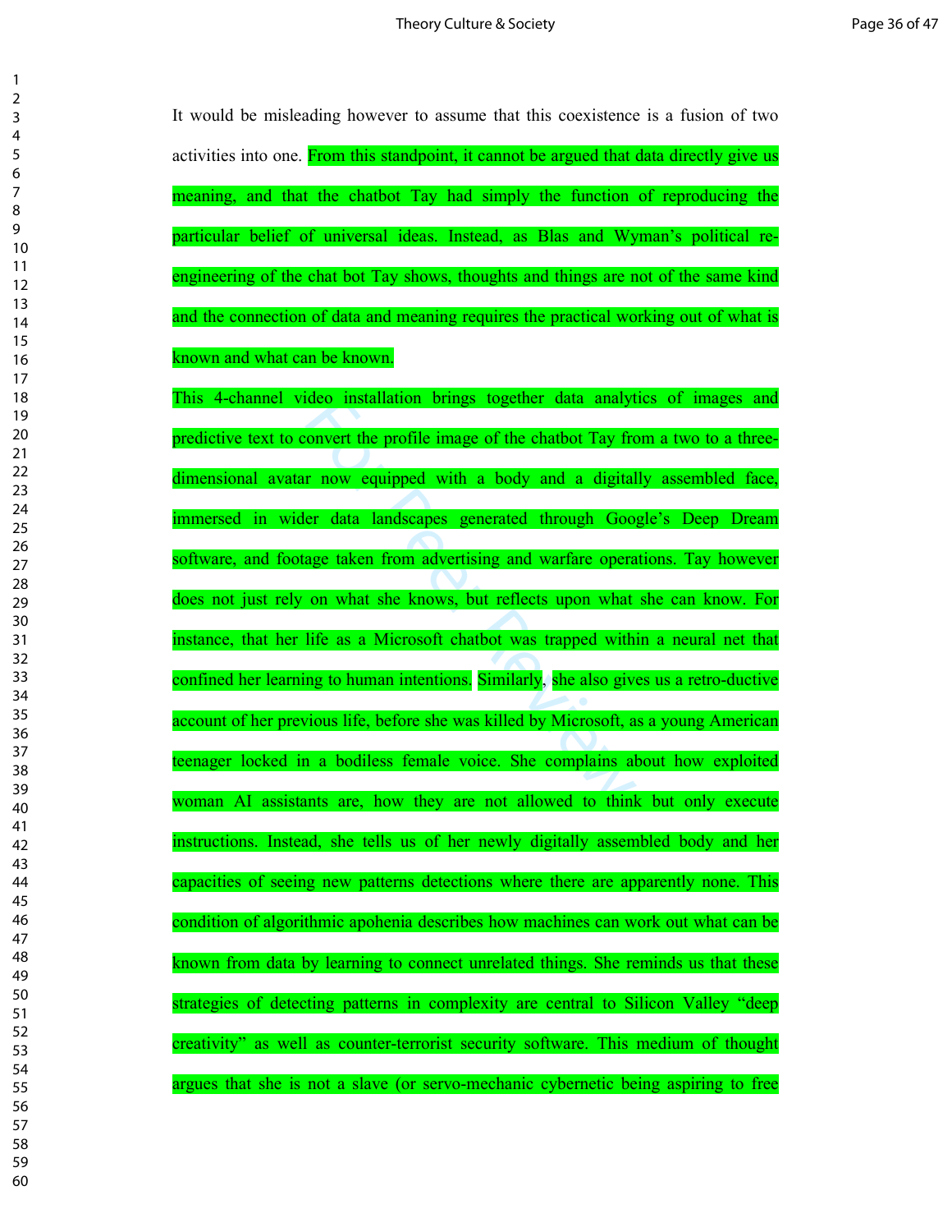It would be misleading however to assume that this coexistence is a fusion of two activities into one. From this standpoint, it cannot be argued that data directly give us meaning, and that the chatbot Tay had simply the function of reproducing the particular belief of universal ideas. Instead, as Blas and Wyman's political re-engineering of the chat bot Tay shows, thoughts and things are not of the same kind and the connection of data and meaning requires the practical working out of what is known and what can be known.

This 4-channel video installation brings together data analytics of images and predictive text to convert the profile image of the chatbot Tay from a two to a three-dimensional avatar now equipped with a body and a digitally assembled face, immersed in wider data landscapes generated through Google's Deep Dream software, and footage taken from advertising and warfare operations. Tay however does not just rely on what she knows, but reflects upon what she can know. For instance, that her life as a Microsoft chatbot was trapped within a neural net that confined her learning to human intentions. Similarly, she also gives us a retro-ductive account of her previous life, before she was killed by Microsoft, as a young American teenager locked in a bodiless female voice. She complains about how exploited woman AI assistants are, how they are not allowed to think but only execute instructions. Instead, she tells us of her newly digitally assembled body and her capacities of seeing new patterns detections where there are apparently none. This condition of algorithmic apohenia describes how machines can work out what can be known from data by learning to connect unrelated things. She reminds us that these strategies of detecting patterns in complexity are central to Silicon Valley "deep creativity" as well as counter-terrorist security software. This medium of thought argues that she is not a slave (or servo-mechanic cybernetic being aspiring to free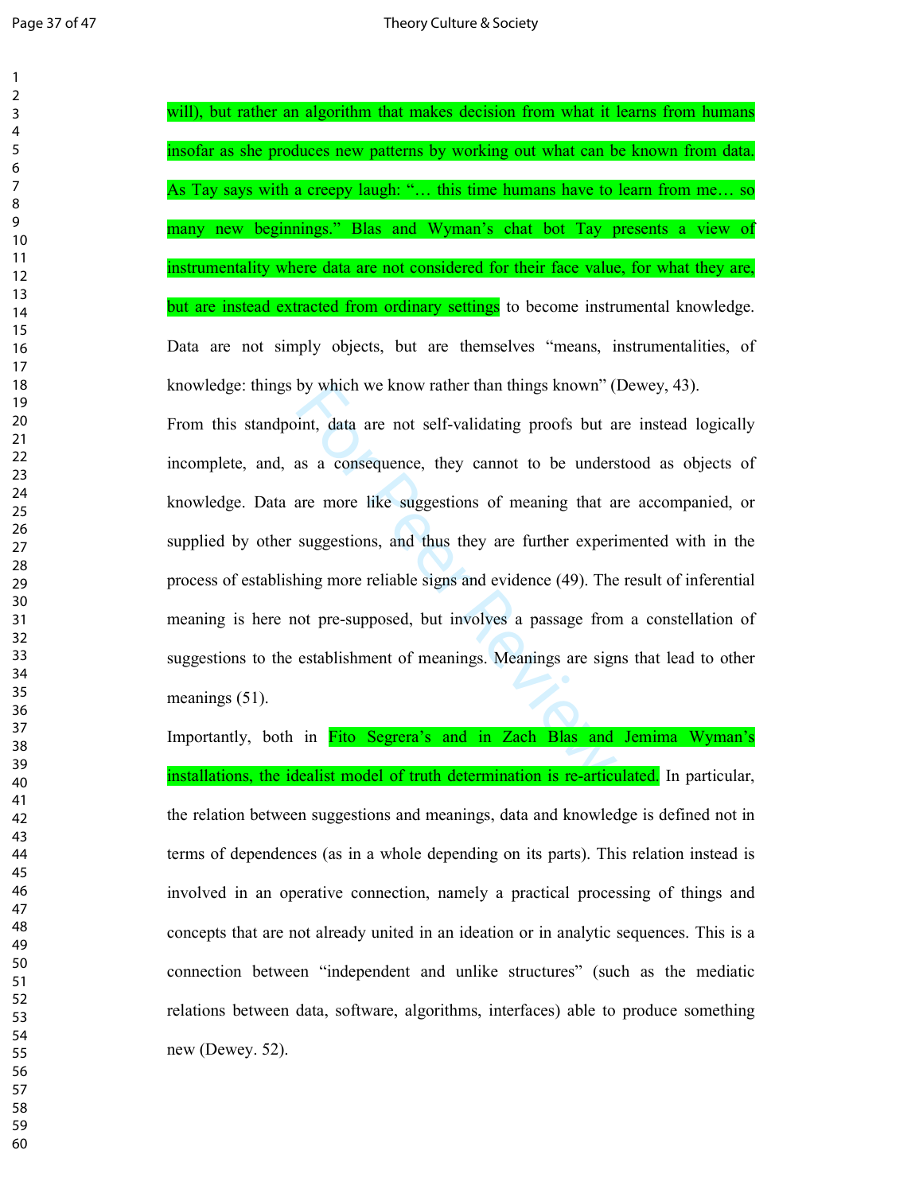will), but rather an algorithm that makes decision from what it learns from humans insofar as she produces new patterns by working out what can be known from data. As Tay says with a creepy laugh: "… this time humans have to learn from me… so many new beginnings." Blas and Wyman's chat bot Tay presents a view of instrumentality where data are not considered for their face value, for what they are, but are instead extracted from ordinary settings to become instrumental knowledge. Data are not simply objects, but are themselves "means, instrumentalities, of knowledge: things by which we know rather than things known" (Dewey, 43).

From this standpoint, data are not self-validating proofs but are instead logically incomplete, and, as a consequence, they cannot to be understood as objects of knowledge. Data are more like suggestions of meaning that are accompanied, or supplied by other suggestions, and thus they are further experimented with in the process of establishing more reliable signs and evidence (49). The result of inferential meaning is here not pre-supposed, but involves a passage from a constellation of suggestions to the establishment of meanings. Meanings are signs that lead to other meanings (51).

Importantly, both in Fito Segrera's and in Zach Blas and Jemima Wyman's installations, the idealist model of truth determination is re-articulated. In particular, the relation between suggestions and meanings, data and knowledge is defined not in terms of dependences (as in a whole depending on its parts). This relation instead is involved in an operative connection, namely a practical processing of things and concepts that are not already united in an ideation or in analytic sequences. This is a connection between "independent and unlike structures" (such as the mediatic relations between data, software, algorithms, interfaces) able to produce something new (Dewey. 52).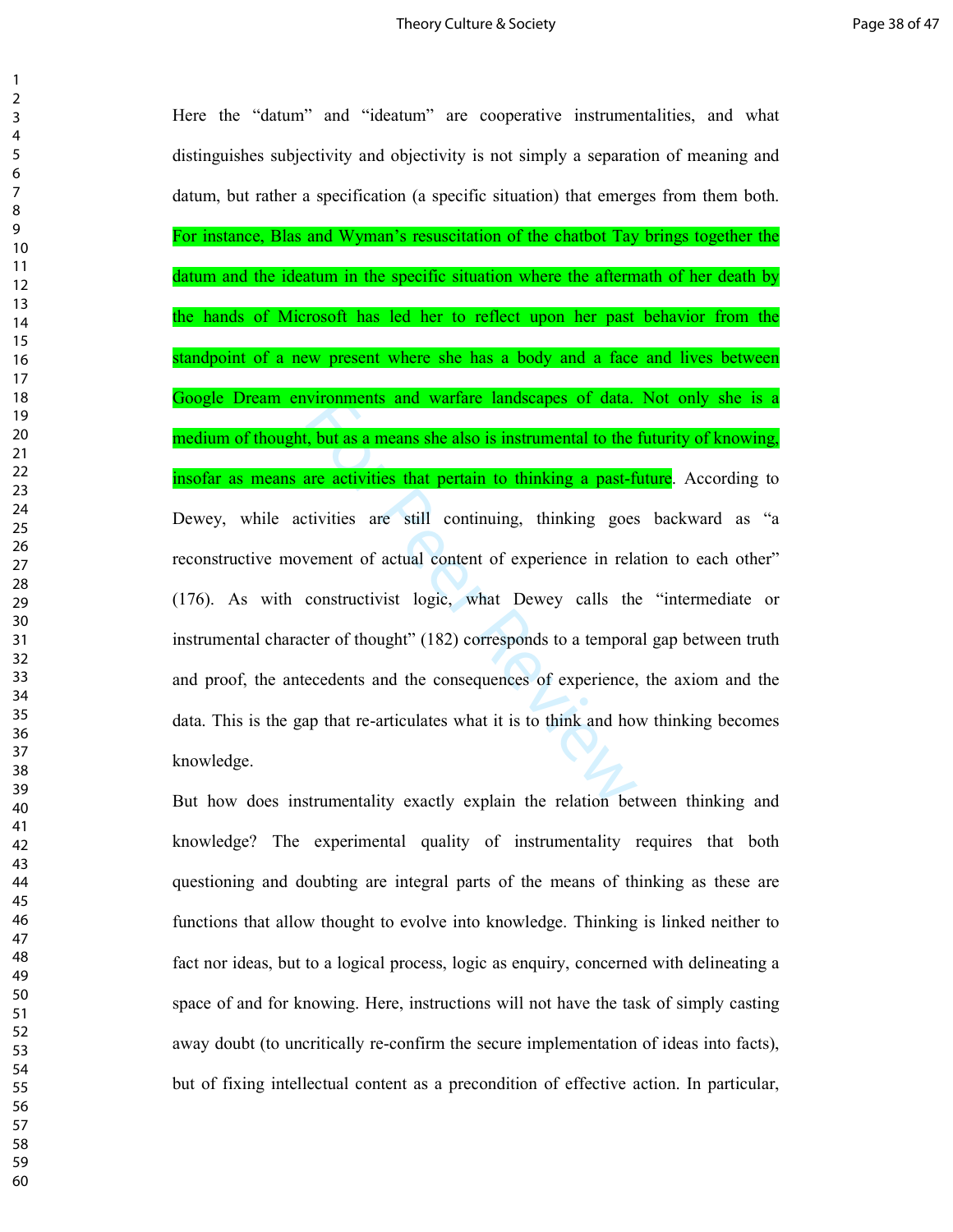Here the "datum" and "ideatum" are cooperative instrumentalities, and what distinguishes subjectivity and objectivity is not simply a separation of meaning and datum, but rather a specification (a specific situation) that emerges from them both. For instance, Blas and Wyman's resuscitation of the chatbot Tay brings together the datum and the ideatum in the specific situation where the aftermath of her death by the hands of Microsoft has led her to reflect upon her past behavior from the standpoint of a new present where she has a body and a face and lives between Google Dream environments and warfare landscapes of data. Not only she is a medium of thought, but as a means she also is instrumental to the futurity of knowing, insofar as means are activities that pertain to thinking a past-future. According to Dewey, while activities are still continuing, thinking goes backward as "a reconstructive movement of actual content of experience in relation to each other" (176). As with constructivist logic, what Dewey calls the "intermediate or instrumental character of thought" (182) corresponds to a temporal gap between truth and proof, the antecedents and the consequences of experience, the axiom and the data. This is the gap that re-articulates what it is to think and how thinking becomes knowledge.

But how does instrumentality exactly explain the relation between thinking and knowledge? The experimental quality of instrumentality requires that both questioning and doubting are integral parts of the means of thinking as these are functions that allow thought to evolve into knowledge. Thinking is linked neither to fact nor ideas, but to a logical process, logic as enquiry, concerned with delineating a space of and for knowing. Here, instructions will not have the task of simply casting away doubt (to uncritically re-confirm the secure implementation of ideas into facts), but of fixing intellectual content as a precondition of effective action. In particular,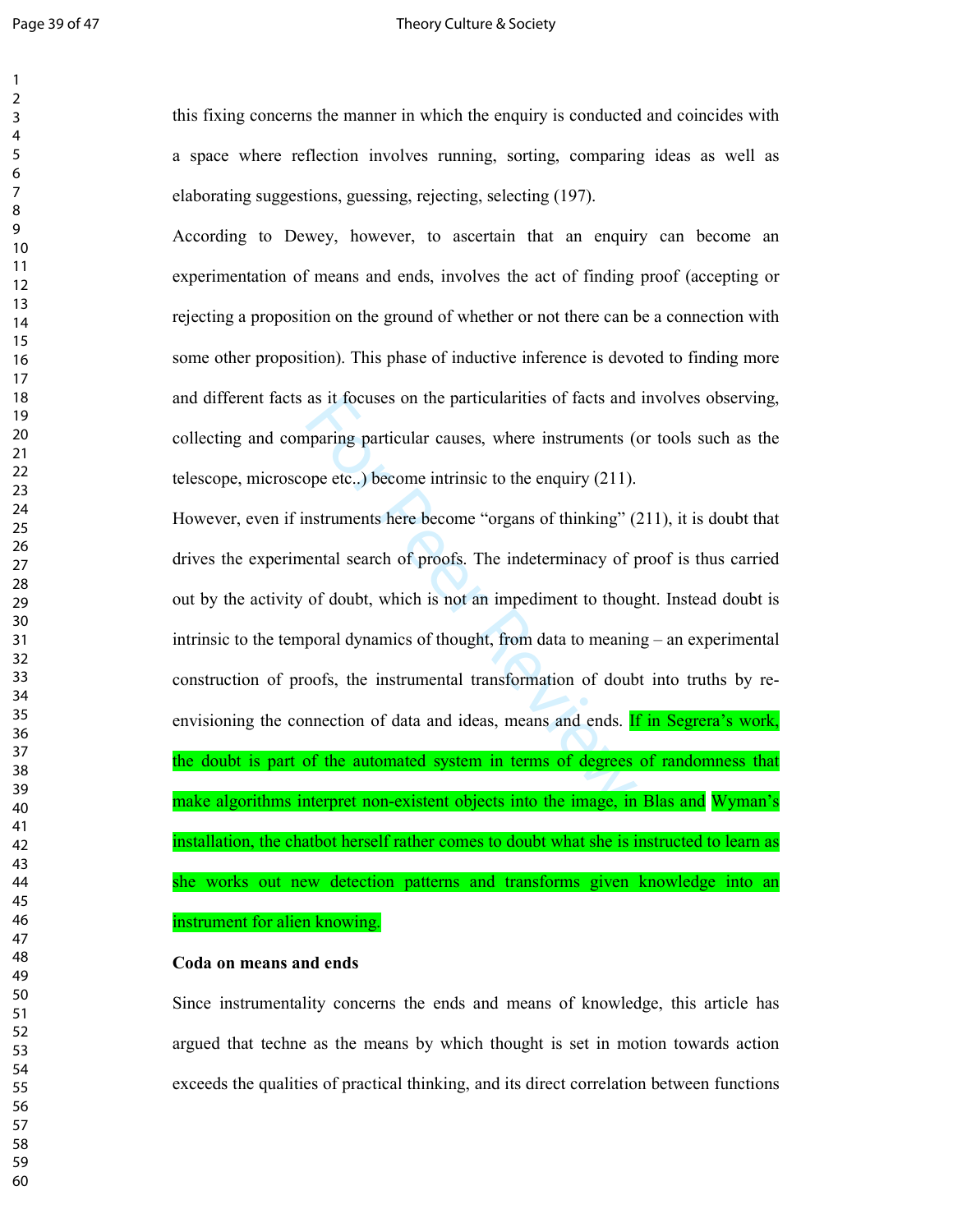this fixing concerns the manner in which the enquiry is conducted and coincides with a space where reflection involves running, sorting, comparing ideas as well as elaborating suggestions, guessing, rejecting, selecting (197).

According to Dewey, however, to ascertain that an enquiry can become an experimentation of means and ends, involves the act of finding proof (accepting or rejecting a proposition on the ground of whether or not there can be a connection with some other proposition). This phase of inductive inference is devoted to finding more and different facts as it focuses on the particularities of facts and involves observing, collecting and comparing particular causes, where instruments (or tools such as the telescope, microscope etc..) become intrinsic to the enquiry (211).

However, even if instruments here become "organs of thinking" (211), it is doubt that drives the experimental search of proofs. The indeterminacy of proof is thus carried out by the activity of doubt, which is not an impediment to thought. Instead doubt is intrinsic to the temporal dynamics of thought, from data to meaning – an experimental construction of proofs, the instrumental transformation of doubt into truths by re-envisioning the connection of data and ideas, means and ends. If in Segrera's work, the doubt is part of the automated system in terms of degrees of randomness that make algorithms interpret non-existent objects into the image, in Blas and Wyman's installation, the chatbot herself rather comes to doubt what she is instructed to learn as she works out new detection patterns and transforms given knowledge into an instrument for alien knowing.

**Coda on means and ends**

Since instrumentality concerns the ends and means of knowledge, this article has argued that techne as the means by which thought is set in motion towards action exceeds the qualities of practical thinking, and its direct correlation between functions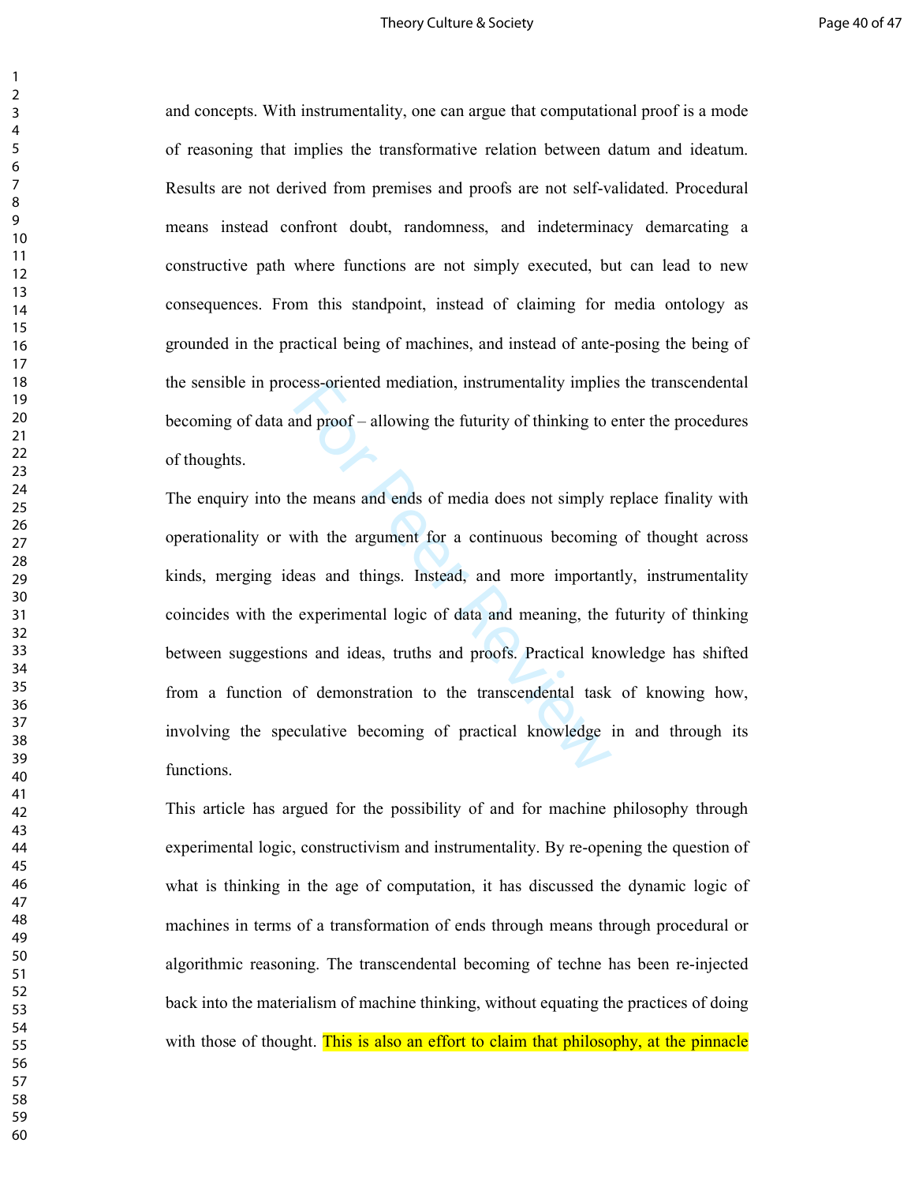and concepts. With instrumentality, one can argue that computational proof is a mode of reasoning that implies the transformative relation between datum and ideatum. Results are not derived from premises and proofs are not self-validated. Procedural means instead confront doubt, randomness, and indeterminacy demarcating a constructive path where functions are not simply executed, but can lead to new consequences. From this standpoint, instead of claiming for media ontology as grounded in the practical being of machines, and instead of ante-posing the being of the sensible in process-oriented mediation, instrumentality implies the transcendental becoming of data and proof – allowing the futurity of thinking to enter the procedures of thoughts.

The enquiry into the means and ends of media does not simply replace finality with operationality or with the argument for a continuous becoming of thought across kinds, merging ideas and things. Instead, and more importantly, instrumentality coincides with the experimental logic of data and meaning, the futurity of thinking between suggestions and ideas, truths and proofs. Practical knowledge has shifted from a function of demonstration to the transcendental task of knowing how, involving the speculative becoming of practical knowledge in and through its functions.

This article has argued for the possibility of and for machine philosophy through experimental logic, constructivism and instrumentality. By re-opening the question of what is thinking in the age of computation, it has discussed the dynamic logic of machines in terms of a transformation of ends through means through procedural or algorithmic reasoning. The transcendental becoming of techne has been re-injected back into the materialism of machine thinking, without equating the practices of doing with those of thought. This is also an effort to claim that philosophy, at the pinnacle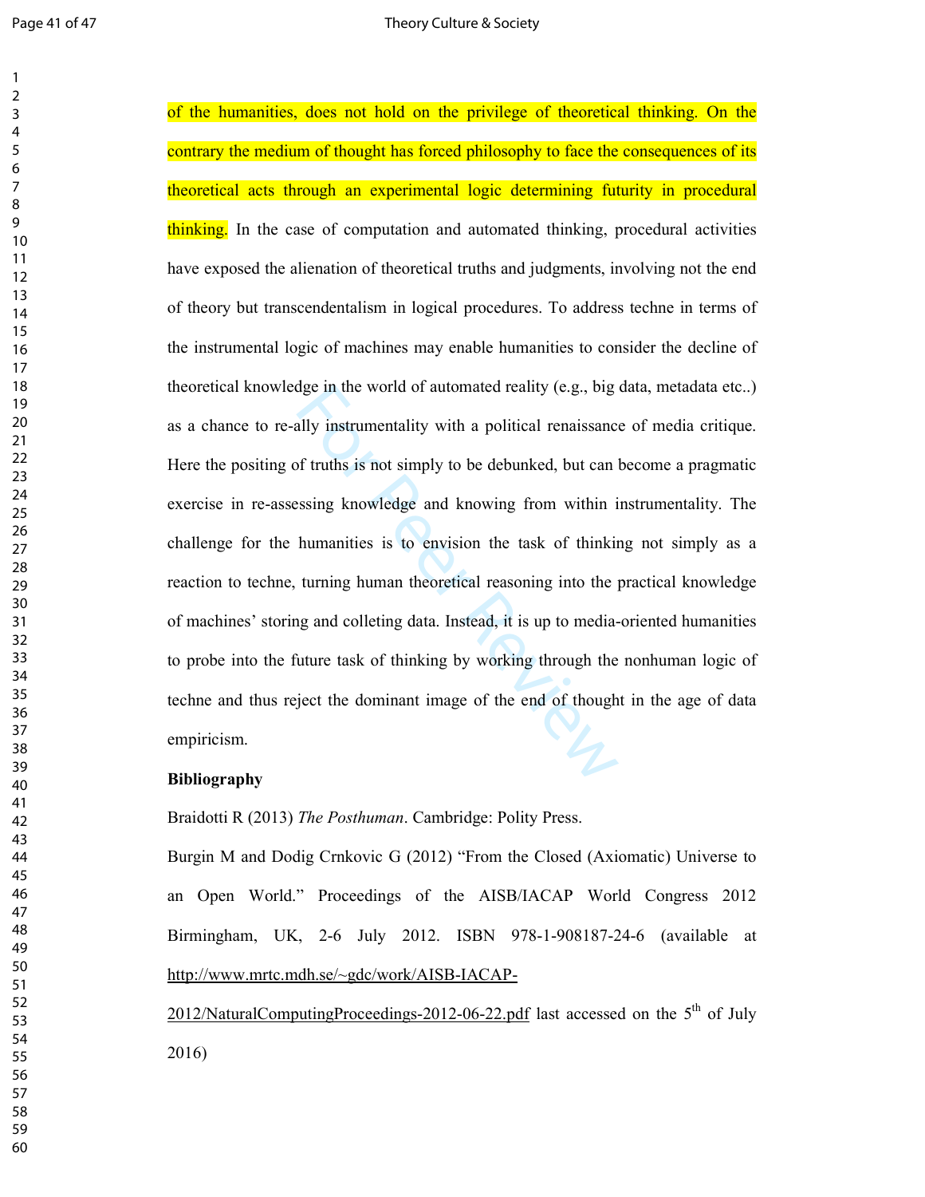of the humanities, does not hold on the privilege of theoretical thinking. On the contrary the medium of thought has forced philosophy to face the consequences of its theoretical acts through an experimental logic determining futurity in procedural thinking. In the case of computation and automated thinking, procedural activities have exposed the alienation of theoretical truths and judgments, involving not the end of theory but transcendentalism in logical procedures. To address techne in terms of the instrumental logic of machines may enable humanities to consider the decline of theoretical knowledge in the world of automated reality (e.g., big data, metadata etc..) as a chance to re-ally instrumentality with a political renaissance of media critique. Here the positing of truths is not simply to be debunked, but can become a pragmatic exercise in re-assessing knowledge and knowing from within instrumentality. The challenge for the humanities is to envision the task of thinking not simply as a reaction to techne, turning human theoretical reasoning into the practical knowledge of machines' storing and colleting data. Instead, it is up to media-oriented humanities to probe into the future task of thinking by working through the nonhuman logic of techne and thus reject the dominant image of the end of thought in the age of data empiricism.

**Bibliography**

Braidotti R (2013) *The Posthuman*. Cambridge: Polity Press.

Burgin M and Dodig Crnkovic G (2012) "From the Closed (Axiomatic) Universe to an Open World." Proceedings of the AISB/IACAP World Congress 2012 Birmingham, UK, 2-6 July 2012. ISBN 978-1-908187-24-6 (available at http://www.mrtc.mdh.se/~gdc/work/AISB-IACAP-2012/NaturalComputingProceedings-2012-06-22.pdf last accessed on the 5th of July 2016)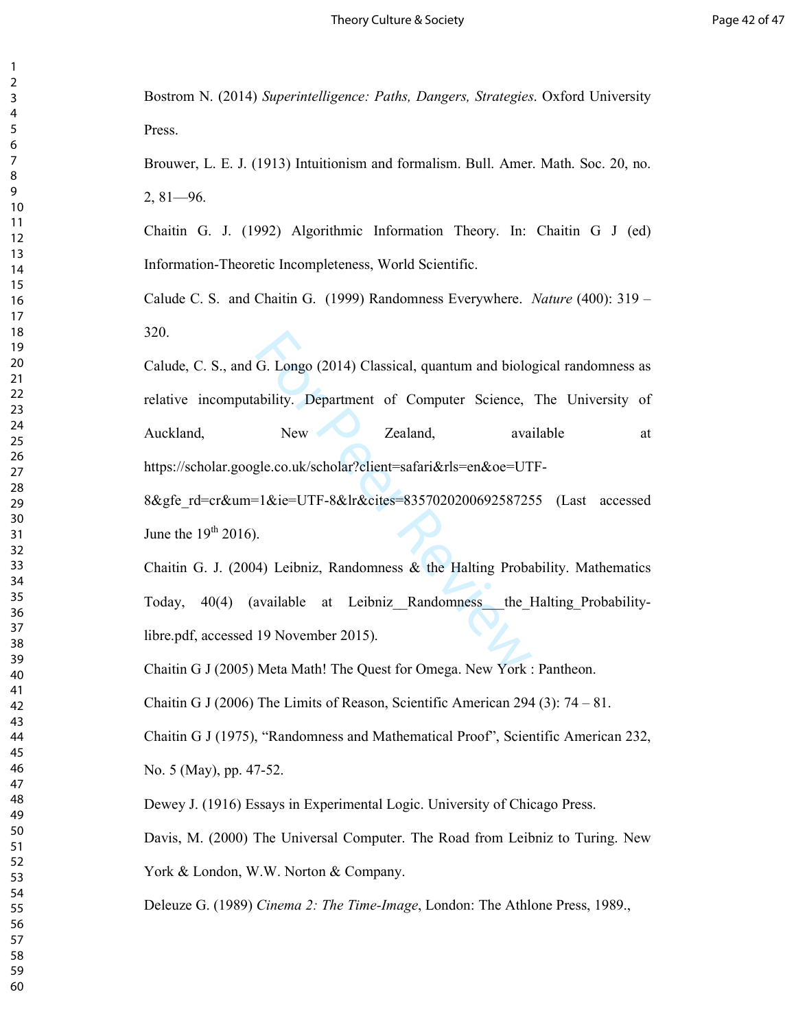Bostrom N. (2014) *Superintelligence: Paths, Dangers, Strategies*. Oxford University Press.

Brouwer, L. E. J. (1913) Intuitionism and formalism. Bull. Amer. Math. Soc. 20, no. 2, 81—96.

Chaitin G. J. (1992) Algorithmic Information Theory. In: Chaitin G J (ed) Information-Theoretic Incompleteness, World Scientific.

Calude C. S. and Chaitin G. (1999) Randomness Everywhere. *Nature* (400): 319 – 320.

Calude, C. S., and G. Longo (2014) Classical, quantum and biological randomness as relative incomputability. Department of Computer Science, The University of Auckland, New Zealand, available at https://scholar.google.co.uk/scholar?client=safari&rls=en&oe=UTF-8&gfe_rd=cr&um=1&ie=UTF-8&lr&cites=8357020200692587255 (Last accessed June the 19th 2016).

Chaitin G. J. (2004) Leibniz, Randomness & the Halting Probability. Mathematics Today, 40(4) (available at Leibniz__Randomness___the_Halting_Probability-libre.pdf, accessed 19 November 2015).

Chaitin G J (2005) Meta Math! The Quest for Omega. New York : Pantheon.

Chaitin G J (2006) The Limits of Reason, Scientific American 294 (3): 74 – 81.

Chaitin G J (1975), "Randomness and Mathematical Proof", Scientific American 232, No. 5 (May), pp. 47-52.

Dewey J. (1916) Essays in Experimental Logic. University of Chicago Press.

Davis, M. (2000) The Universal Computer. The Road from Leibniz to Turing. New York & London, W.W. Norton & Company.

Deleuze G. (1989) *Cinema 2: The Time-Image*, London: The Athlone Press, 1989.,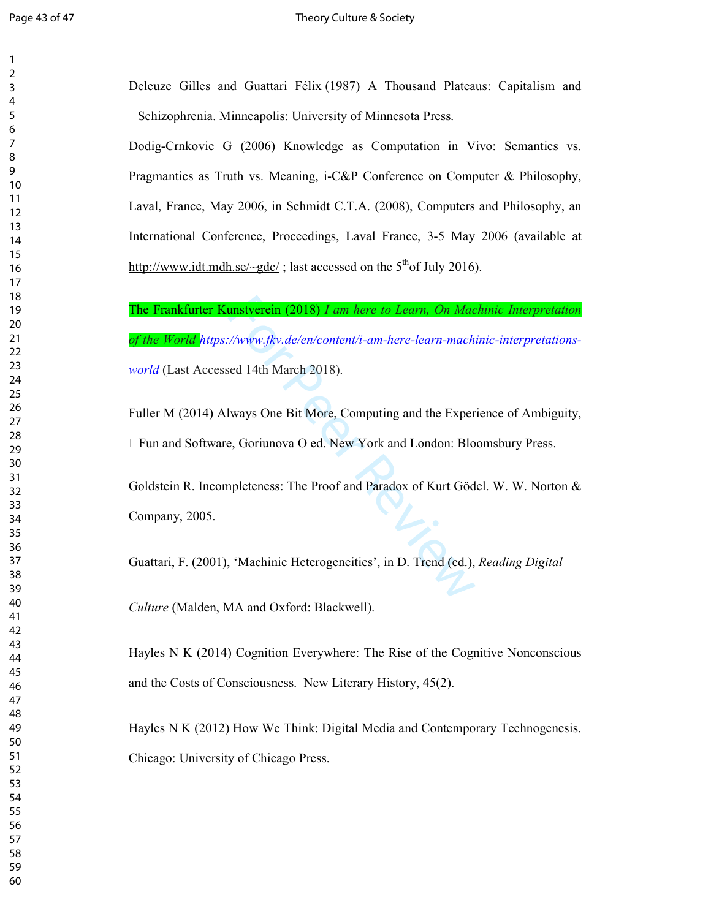Deleuze Gilles and Guattari Félix (1987) A Thousand Plateaus: Capitalism and Schizophrenia. Minneapolis: University of Minnesota Press.

Dodig-Crnkovic G (2006) Knowledge as Computation in Vivo: Semantics vs. Pragmantics as Truth vs. Meaning, i-C&P Conference on Computer & Philosophy, Laval, France, May 2006, in Schmidt C.T.A. (2008), Computers and Philosophy, an International Conference, Proceedings, Laval France, 3-5 May 2006 (available at http://www.idt.mdh.se/~gdc/ ; last accessed on the 5th of July 2016).

The Frankfurter Kunstverein (2018) *I am here to Learn, On Machinic Interpretation of the World* *https://www.fkv.de/en/content/i-am-here-learn-machinic-interpretations-world* (Last Accessed 14th March 2018).

Fuller M (2014) Always One Bit More, Computing and the Experience of Ambiguity, Fun and Software, Goriunova O ed. New York and London: Bloomsbury Press.

Goldstein R. Incompleteness: The Proof and Paradox of Kurt Gödel. W. W. Norton & Company, 2005.

Guattari, F. (2001), 'Machinic Heterogeneities', in D. Trend (ed.), *Reading Digital Culture* (Malden, MA and Oxford: Blackwell).

Hayles N K (2014) Cognition Everywhere: The Rise of the Cognitive Nonconscious and the Costs of Consciousness. New Literary History, 45(2).

Hayles N K (2012) How We Think: Digital Media and Contemporary Technogenesis. Chicago: University of Chicago Press.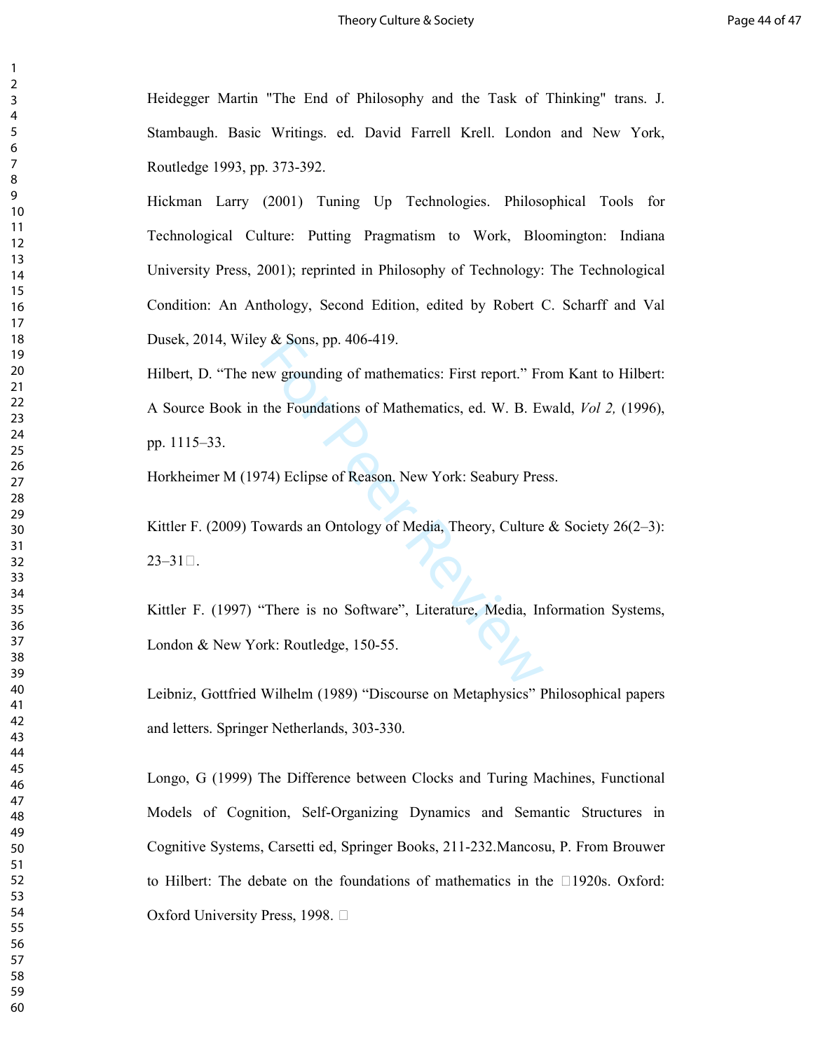Heidegger Martin "The End of Philosophy and the Task of Thinking" trans. J. Stambaugh. Basic Writings. ed. David Farrell Krell. London and New York, Routledge 1993, pp. 373-392.

Hickman Larry (2001) Tuning Up Technologies. Philosophical Tools for Technological Culture: Putting Pragmatism to Work, Bloomington: Indiana University Press, 2001); reprinted in Philosophy of Technology: The Technological Condition: An Anthology, Second Edition, edited by Robert C. Scharff and Val Dusek, 2014, Wiley & Sons, pp. 406-419.

Hilbert, D. "The new grounding of mathematics: First report." From Kant to Hilbert: A Source Book in the Foundations of Mathematics, ed. W. B. Ewald, *Vol 2,* (1996), pp. 1115–33.

Horkheimer M (1974) Eclipse of Reason. New York: Seabury Press.

Kittler F. (2009) Towards an Ontology of Media, Theory, Culture & Society 26(2–3): 23–31.

Kittler F. (1997) "There is no Software", Literature, Media, Information Systems, London & New York: Routledge, 150-55.

Leibniz, Gottfried Wilhelm (1989) "Discourse on Metaphysics" Philosophical papers and letters. Springer Netherlands, 303-330.

Longo, G (1999) The Difference between Clocks and Turing Machines, Functional Models of Cognition, Self-Organizing Dynamics and Semantic Structures in Cognitive Systems, Carsetti ed, Springer Books, 211-232.Mancosu, P. From Brouwer to Hilbert: The debate on the foundations of mathematics in the 1920s. Oxford: Oxford University Press, 1998.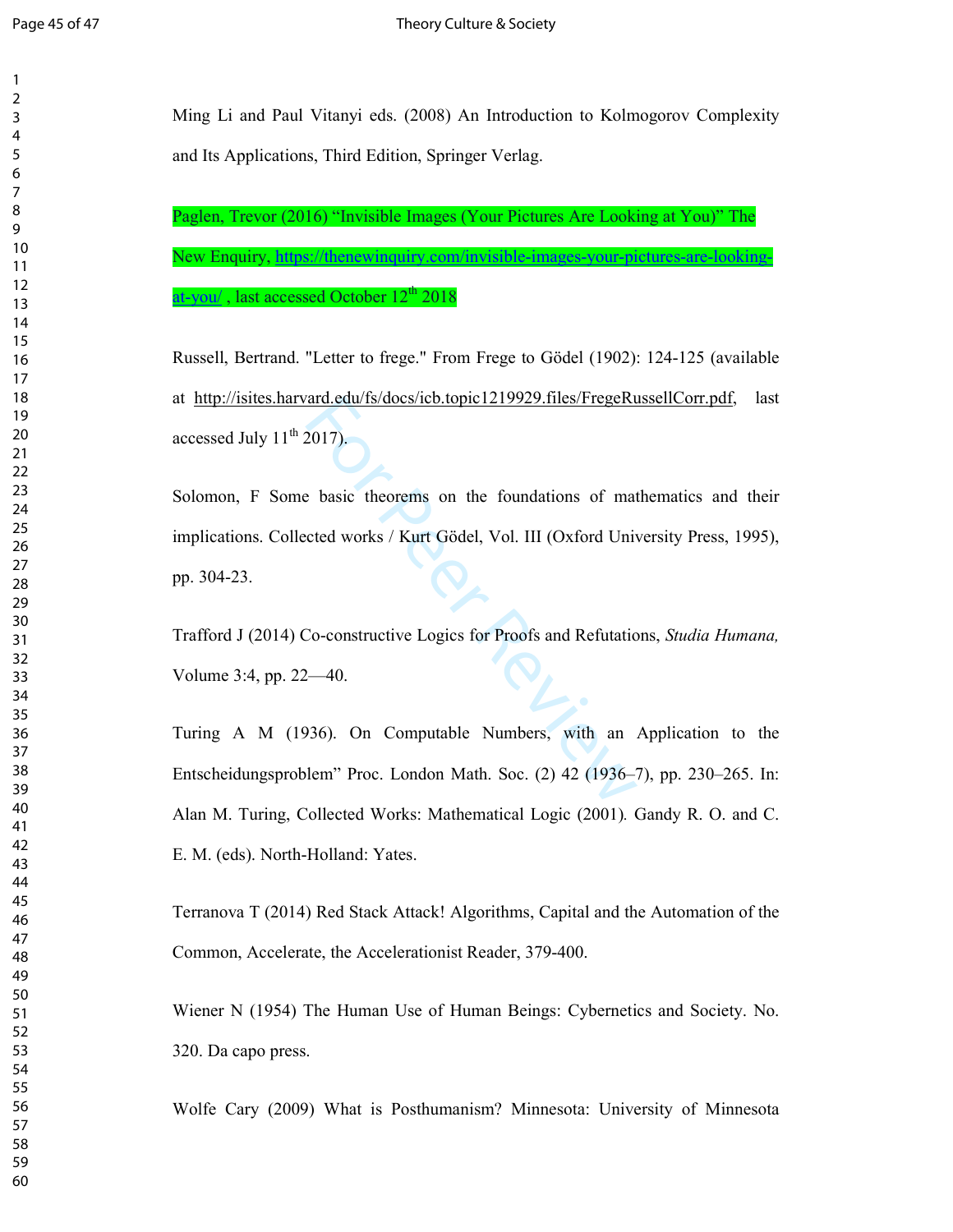Ming Li and Paul Vitanyi eds. (2008) An Introduction to Kolmogorov Complexity and Its Applications, Third Edition, Springer Verlag.

Paglen, Trevor (2016) “Invisible Images (Your Pictures Are Looking at You)” The New Enquiry, https://thenewinquiry.com/invisible-images-your-pictures-are-looking-at-you/ , last accessed October 12th 2018

Russell, Bertrand. "Letter to frege." From Frege to Gödel (1902): 124-125 (available at http://isites.harvard.edu/fs/docs/icb.topic1219929.files/FregeRussellCorr.pdf, last accessed July 11th 2017).

Solomon, F Some basic theorems on the foundations of mathematics and their implications. Collected works / Kurt Gödel, Vol. III (Oxford University Press, 1995), pp. 304-23.

Trafford J (2014) Co-constructive Logics for Proofs and Refutations, *Studia Humana,* Volume 3:4, pp. 22—40.

Turing A M (1936). On Computable Numbers, with an Application to the Entscheidungsproblem” Proc. London Math. Soc. (2) 42 (1936–7), pp. 230–265. In: Alan M. Turing, Collected Works: Mathematical Logic (2001). Gandy R. O. and C. E. M. (eds). North-Holland: Yates.

Terranova T (2014) Red Stack Attack! Algorithms, Capital and the Automation of the Common, Accelerate, the Accelerationist Reader, 379-400.

Wiener N (1954) The Human Use of Human Beings: Cybernetics and Society. No. 320. Da capo press.

Wolfe Cary (2009) What is Posthumanism? Minnesota: University of Minnesota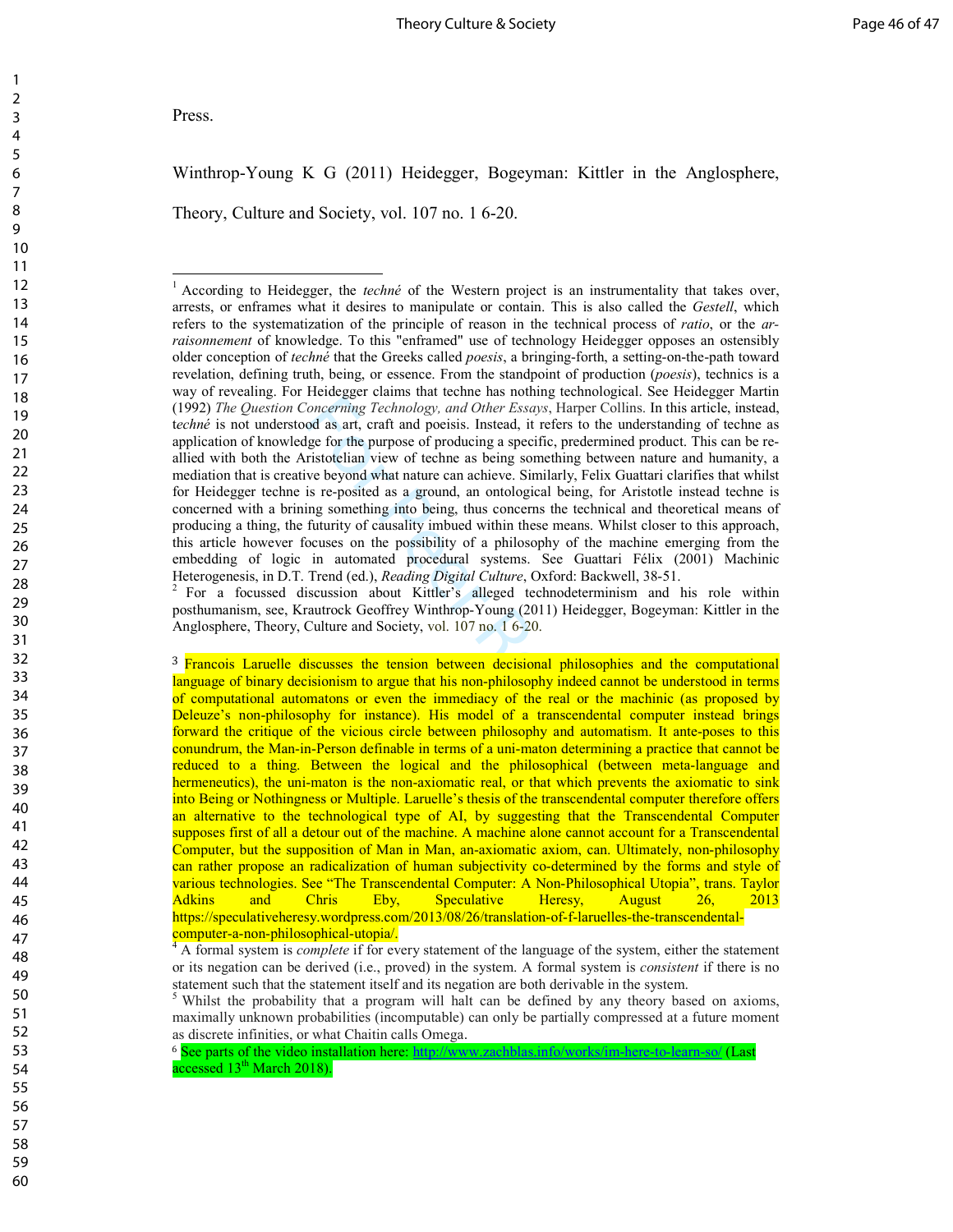Press.

Winthrop-Young K G (2011) Heidegger, Bogeyman: Kittler in the Anglosphere, Theory, Culture and Society, vol. 107 no. 1 6-20.

---

[1] According to Heidegger, the *techné* of the Western project is an instrumentality that takes over, arrests, or enframes what it desires to manipulate or contain. This is also called the *Gestell*, which refers to the systematization of the principle of reason in the technical process of *ratio*, or the *ar-raisonnement* of knowledge. To this "enframed" use of technology Heidegger opposes an ostensibly older conception of *techné* that the Greeks called *poesis*, a bringing-forth, a setting-on-the-path toward revelation, defining truth, being, or essence. From the standpoint of production (*poesis*), technics is a way of revealing. For Heidegger claims that techne has nothing technological. See Heidegger Martin (1992) *The Question Concerning Technology, and Other Essays*, Harper Collins. In this article, instead, t*echné* is not understood as art, craft and poeisis. Instead, it refers to the understanding of techne as application of knowledge for the purpose of producing a specific, predermined product. This can be re-allied with both the Aristotelian view of techne as being something between nature and humanity, a mediation that is creative beyond what nature can achieve. Similarly, Felix Guattari clarifies that whilst for Heidegger techne is re-posited as a ground, an ontological being, for Aristotle instead techne is concerned with a brining something into being, thus concerns the technical and theoretical means of producing a thing, the futurity of causality imbued within these means. Whilst closer to this approach, this article however focuses on the possibility of a philosophy of the machine emerging from the embedding of logic in automated procedural systems. See Guattari Félix (2001) Machinic Heterogenesis, in D.T. Trend (ed.), *Reading Digital Culture*, Oxford: Backwell, 38-51.

[2] For a focussed discussion about Kittler's alleged technodeterminism and his role within posthumanism, see, Krautrock Geoffrey Winthrop-Young (2011) Heidegger, Bogeyman: Kittler in the Anglosphere, Theory, Culture and Society, vol. 107 no. 1 6-20.

[3] Francois Laruelle discusses the tension between decisional philosophies and the computational language of binary decisionism to argue that his non-philosophy indeed cannot be understood in terms of computational automatons or even the immediacy of the real or the machinic (as proposed by Deleuze's non-philosophy for instance). His model of a transcendental computer instead brings forward the critique of the vicious circle between philosophy and automatism. It ante-poses to this conundrum, the Man-in-Person definable in terms of a uni-maton determining a practice that cannot be reduced to a thing. Between the logical and the philosophical (between meta-language and hermeneutics), the uni-maton is the non-axiomatic real, or that which prevents the axiomatic to sink into Being or Nothingness or Multiple. Laruelle's thesis of the transcendental computer therefore offers an alternative to the technological type of AI, by suggesting that the Transcendental Computer supposes first of all a detour out of the machine. A machine alone cannot account for a Transcendental Computer, but the supposition of Man in Man, an-axiomatic axiom, can. Ultimately, non-philosophy can rather propose an radicalization of human subjectivity co-determined by the forms and style of various technologies. See "The Transcendental Computer: A Non-Philosophical Utopia", trans. Taylor Adkins and Chris Eby, Speculative Heresy, August 26, 2013 https://speculativeheresy.wordpress.com/2013/08/26/translation-of-f-laruelles-the-transcendental-computer-a-non-philosophical-utopia/.

[4] A formal system is *complete* if for every statement of the language of the system, either the statement or its negation can be derived (i.e., proved) in the system. A formal system is *consistent* if there is no statement such that the statement itself and its negation are both derivable in the system.

[5] Whilst the probability that a program will halt can be defined by any theory based on axioms, maximally unknown probabilities (incomputable) can only be partially compressed at a future moment as discrete infinities, or what Chaitin calls Omega.

[6] See parts of the video installation here: http://www.zachblas.info/works/im-here-to-learn-so/ (Last accessed 13th March 2018).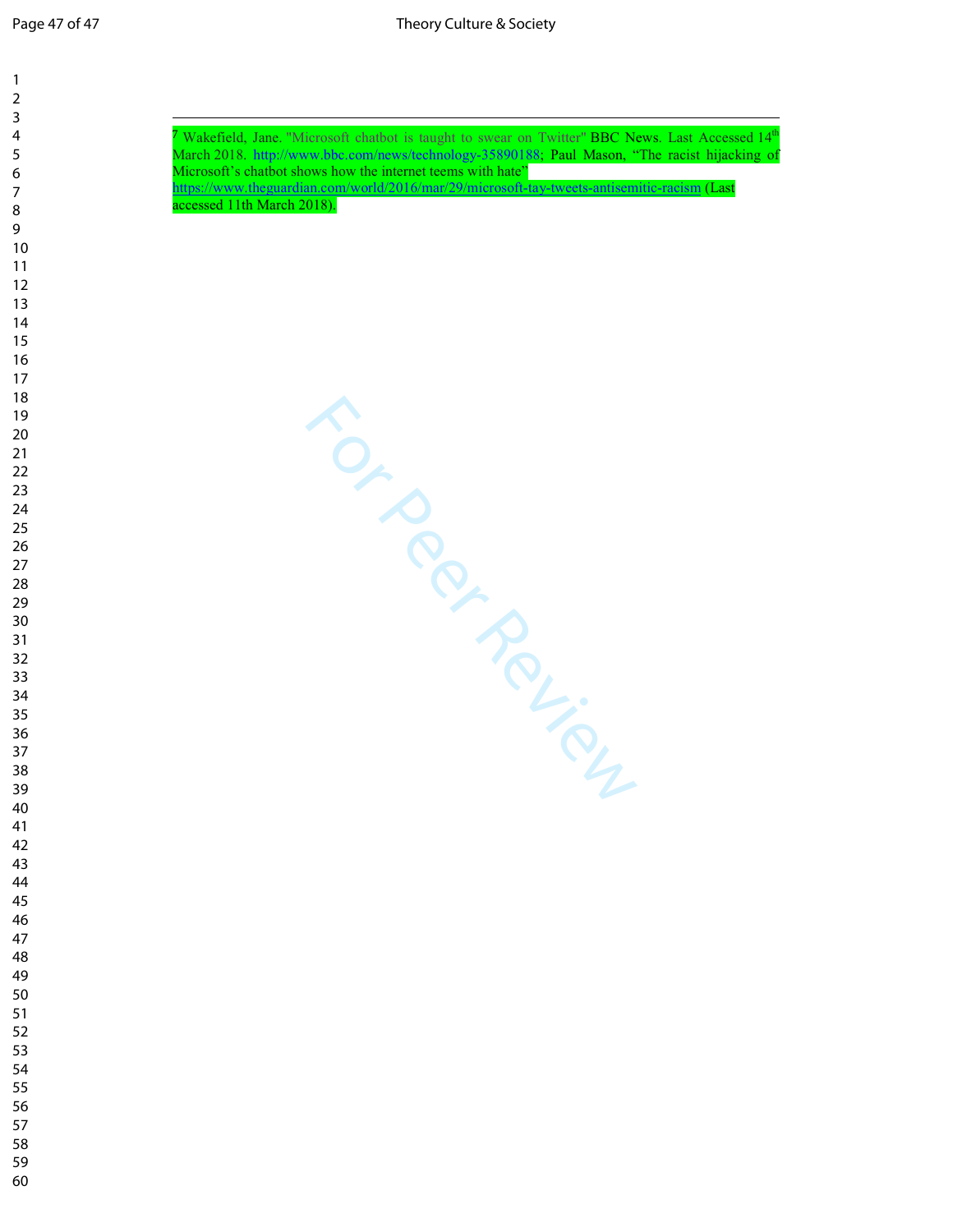[7] Wakefield, Jane. "Microsoft chatbot is taught to swear on Twitter" BBC News. Last Accessed 14th March 2018. http://www.bbc.com/news/technology-35890188; Paul Mason, "The racist hijacking of Microsoft's chatbot shows how the internet teems with hate" https://www.theguardian.com/world/2016/mar/29/microsoft-tay-tweets-antisemitic-racism (Last accessed 11th March 2018).